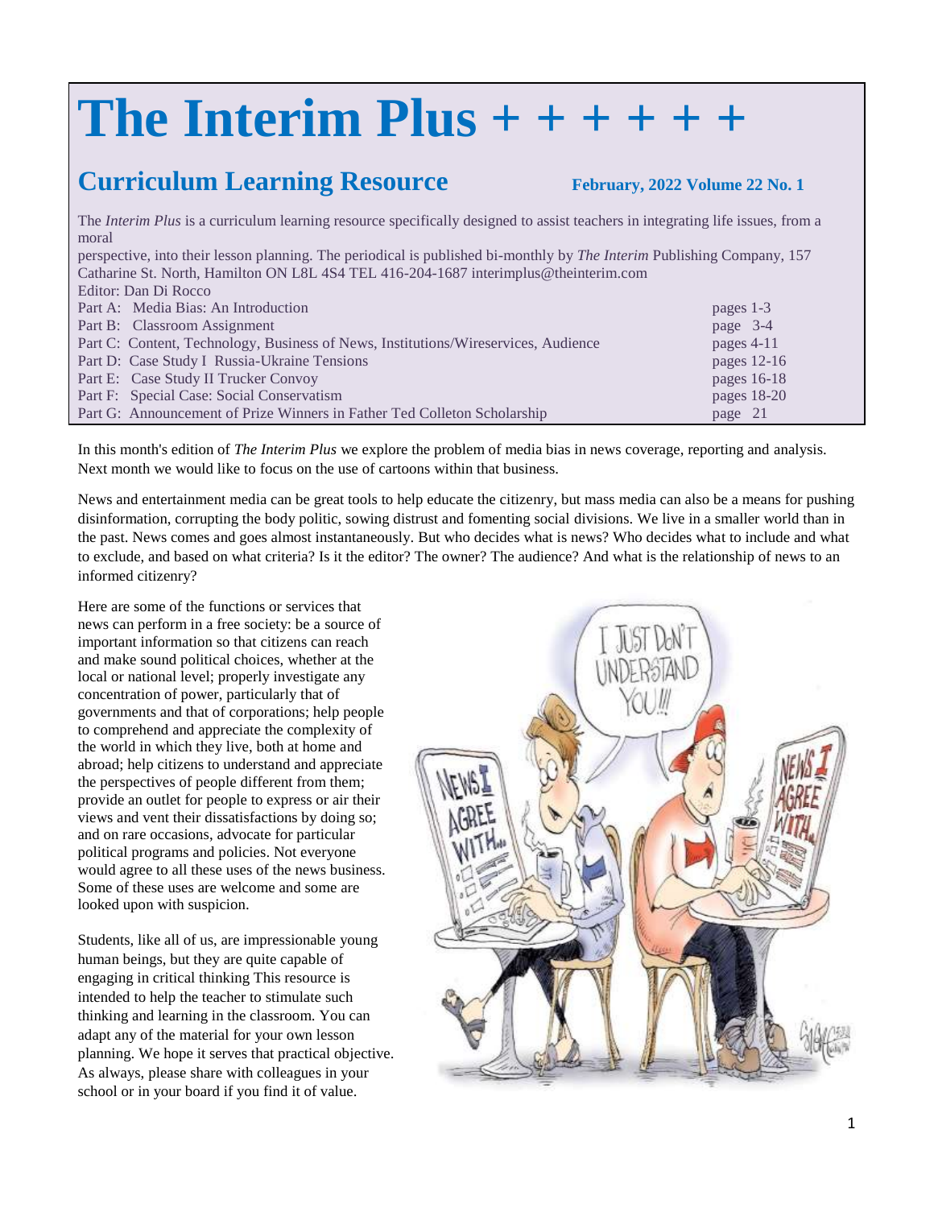# The Interim Plus + + + + + +

## Curriculum Learning Resource

**February, 2022 Volume 22 No. 1**

The *Interim Plus* is a curriculum learning resource specifically designed to assist teachers in integrating life issues, from a moral perspective, into their lesson planning. The periodical is published bi-monthly by *The Interim* Publishing Company, 157 Catharine St. North, Hamilton ON L8L 4S4 TEL 416-204-1687 interimplus@theinterim.com

Editor: Dan Di Rocco

| | |
|---|---|
| Part A: Media Bias: An Introduction | pages 1-3 |
| Part B: Classroom Assignment | page 3-4 |
| Part C: Content, Technology, Business of News, Institutions/Wireservices, Audience | pages 4-11 |
| Part D: Case Study I Russia-Ukraine Tensions | pages 12-16 |
| Part E: Case Study II Trucker Convoy | pages 16-18 |
| Part F: Special Case: Social Conservatism | pages 18-20 |
| Part G: Announcement of Prize Winners in Father Ted Colleton Scholarship | page 21 |

In this month's edition of *The Interim Plus* we explore the problem of media bias in news coverage, reporting and analysis. Next month we would like to focus on the use of cartoons within that business.

News and entertainment media can be great tools to help educate the citizenry, but mass media can also be a means for pushing disinformation, corrupting the body politic, sowing distrust and fomenting social divisions. We live in a smaller world than in the past. News comes and goes almost instantaneously. But who decides what is news? Who decides what to include and what to exclude, and based on what criteria? Is it the editor? The owner? The audience? And what is the relationship of news to an informed citizenry?

Here are some of the functions or services that news can perform in a free society: be a source of important information so that citizens can reach and make sound political choices, whether at the local or national level; properly investigate any concentration of power, particularly that of governments and that of corporations; help people to comprehend and appreciate the complexity of the world in which they live, both at home and abroad; help citizens to understand and appreciate the perspectives of people different from them; provide an outlet for people to express or air their views and vent their dissatisfactions by doing so; and on rare occasions, advocate for particular political programs and policies. Not everyone would agree to all these uses of the news business. Some of these uses are welcome and some are looked upon with suspicion.

Students, like all of us, are impressionable young human beings, but they are quite capable of engaging in critical thinking This resource is intended to help the teacher to stimulate such thinking and learning in the classroom. You can adapt any of the material for your own lesson planning. We hope it serves that practical objective. As always, please share with colleagues in your school or in your board if you find it of value.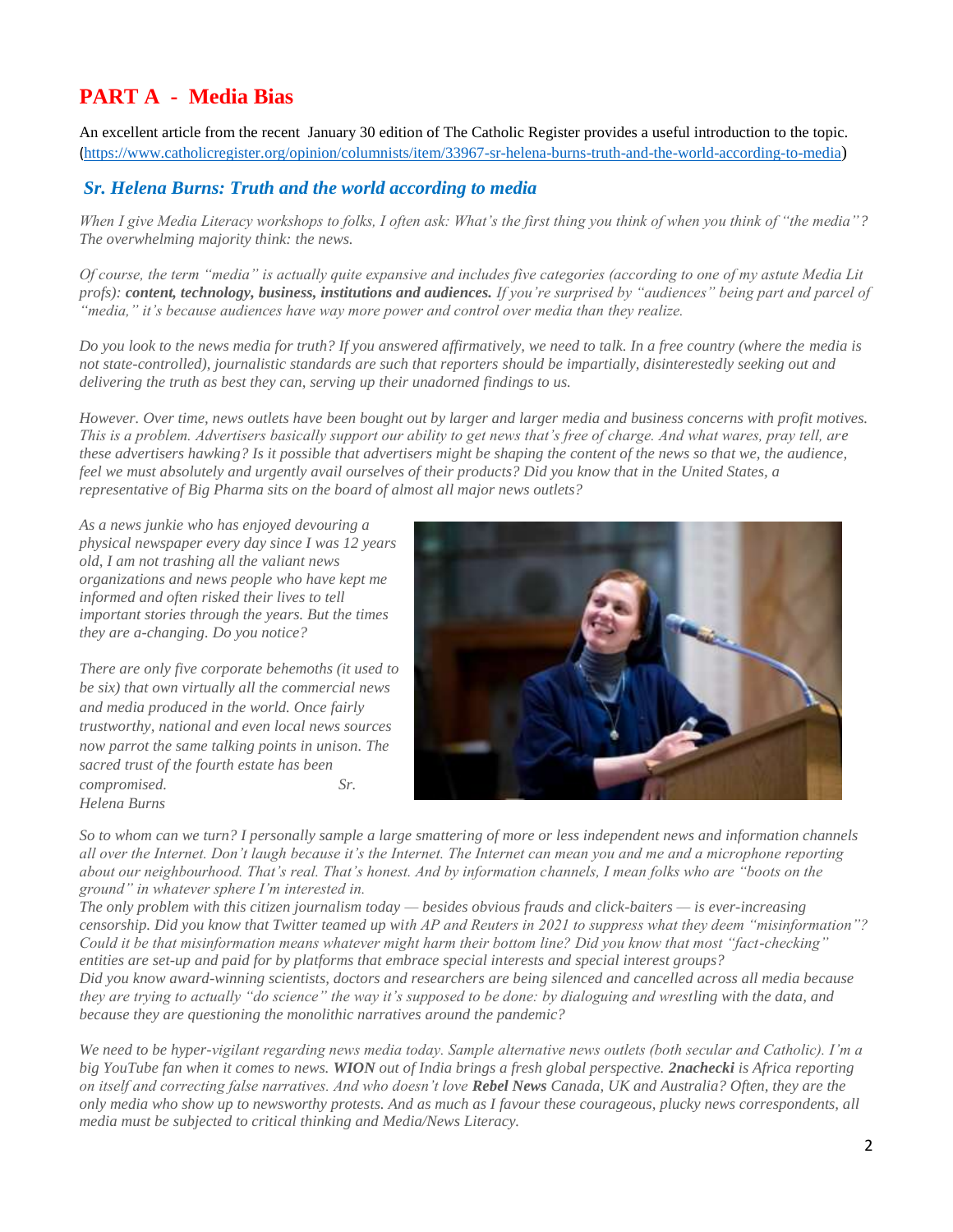# PART A - Media Bias

An excellent article from the recent January 30 edition of The Catholic Register provides a useful introduction to the topic. (https://www.catholicregister.org/opinion/columnists/item/33967-sr-helena-burns-truth-and-the-world-according-to-media)

## *Sr. Helena Burns: Truth and the world according to media*

*When I give Media Literacy workshops to folks, I often ask: What's the first thing you think of when you think of "the media"? The overwhelming majority think: the news.*

*Of course, the term "media" is actually quite expansive and includes five categories (according to one of my astute Media Lit profs):* ***content, technology, business, institutions and audiences.*** *If you're surprised by "audiences" being part and parcel of "media," it's because audiences have way more power and control over media than they realize.*

*Do you look to the news media for truth? If you answered affirmatively, we need to talk. In a free country (where the media is not state-controlled), journalistic standards are such that reporters should be impartially, disinterestedly seeking out and delivering the truth as best they can, serving up their unadorned findings to us.*

*However. Over time, news outlets have been bought out by larger and larger media and business concerns with profit motives. This is a problem. Advertisers basically support our ability to get news that's free of charge. And what wares, pray tell, are these advertisers hawking? Is it possible that advertisers might be shaping the content of the news so that we, the audience, feel we must absolutely and urgently avail ourselves of their products? Did you know that in the United States, a representative of Big Pharma sits on the board of almost all major news outlets?*

*As a news junkie who has enjoyed devouring a physical newspaper every day since I was 12 years old, I am not trashing all the valiant news organizations and news people who have kept me informed and often risked their lives to tell important stories through the years. But the times they are a-changing. Do you notice?*

*There are only five corporate behemoths (it used to be six) that own virtually all the commercial news and media produced in the world. Once fairly trustworthy, national and even local news sources now parrot the same talking points in unison. The sacred trust of the fourth estate has been compromised.*

*Sr. Helena Burns*

*So to whom can we turn? I personally sample a large smattering of more or less independent news and information channels all over the Internet. Don't laugh because it's the Internet. The Internet can mean you and me and a microphone reporting about our neighbourhood. That's real. That's honest. And by information channels, I mean folks who are "boots on the ground" in whatever sphere I'm interested in.*

*The only problem with this citizen journalism today — besides obvious frauds and click-baiters — is ever-increasing censorship. Did you know that Twitter teamed up with AP and Reuters in 2021 to suppress what they deem "misinformation"? Could it be that misinformation means whatever might harm their bottom line? Did you know that most "fact-checking" entities are set-up and paid for by platforms that embrace special interests and special interest groups?*

*Did you know award-winning scientists, doctors and researchers are being silenced and cancelled across all media because they are trying to actually "do science" the way it's supposed to be done: by dialoguing and wrestling with the data, and because they are questioning the monolithic narratives around the pandemic?*

*We need to be hyper-vigilant regarding news media today. Sample alternative news outlets (both secular and Catholic). I'm a big YouTube fan when it comes to news.* ***WION*** *out of India brings a fresh global perspective.* ***2nachecki*** *is Africa reporting on itself and correcting false narratives. And who doesn't love* ***Rebel News*** *Canada, UK and Australia? Often, they are the only media who show up to newsworthy protests. And as much as I favour these courageous, plucky news correspondents, all media must be subjected to critical thinking and Media/News Literacy.*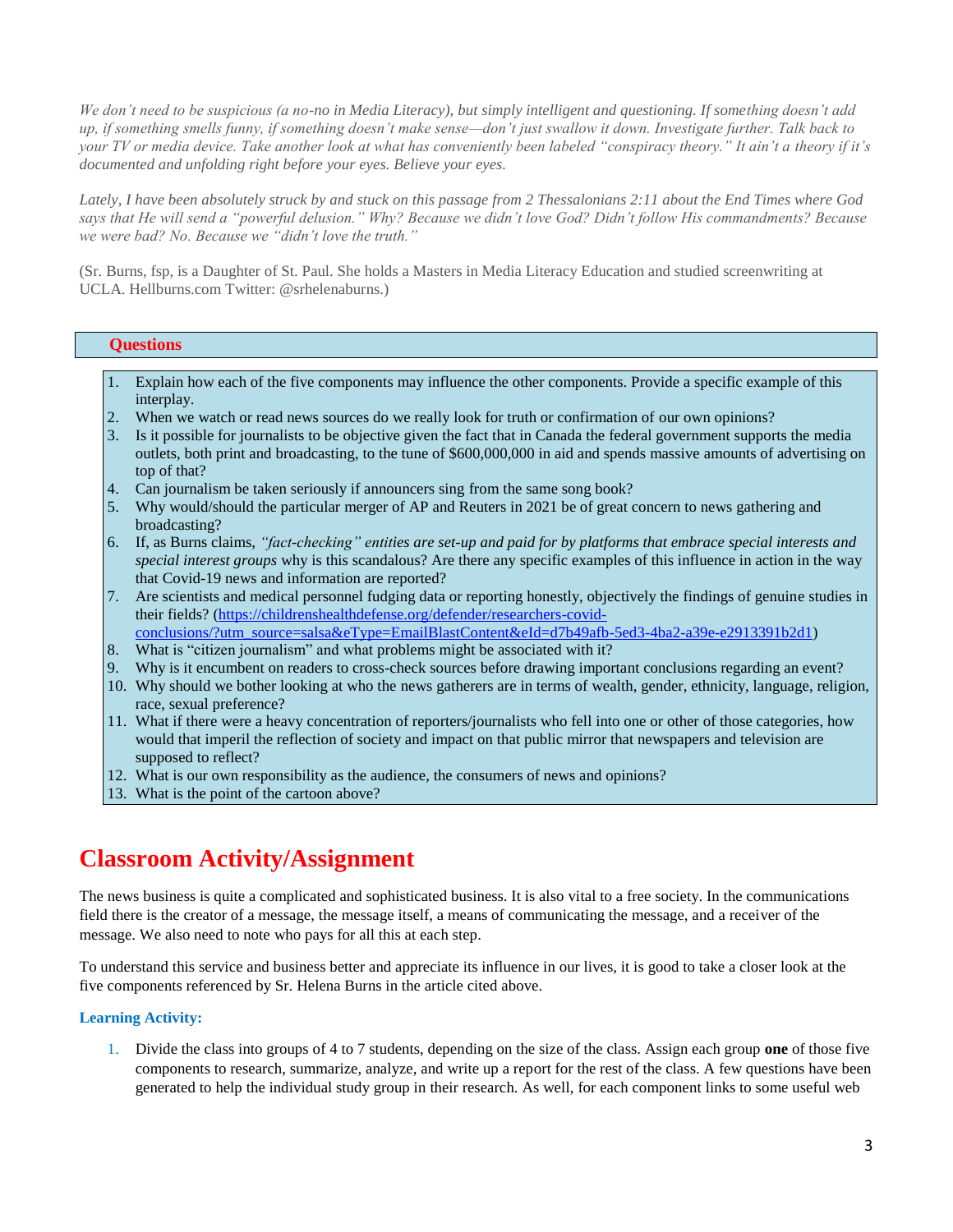*We don't need to be suspicious (a no-no in Media Literacy), but simply intelligent and questioning. If something doesn't add up, if something smells funny, if something doesn't make sense—don't just swallow it down. Investigate further. Talk back to your TV or media device. Take another look at what has conveniently been labeled "conspiracy theory." It ain't a theory if it's documented and unfolding right before your eyes. Believe your eyes.*

*Lately, I have been absolutely struck by and stuck on this passage from 2 Thessalonians 2:11 about the End Times where God says that He will send a "powerful delusion." Why? Because we didn't love God? Didn't follow His commandments? Because we were bad? No. Because we "didn't love the truth."*

(Sr. Burns, fsp, is a Daughter of St. Paul. She holds a Masters in Media Literacy Education and studied screenwriting at UCLA. Hellburns.com Twitter: @srhelenaburns.)

## Questions

1. Explain how each of the five components may influence the other components. Provide a specific example of this interplay.
2. When we watch or read news sources do we really look for truth or confirmation of our own opinions?
3. Is it possible for journalists to be objective given the fact that in Canada the federal government supports the media outlets, both print and broadcasting, to the tune of $600,000,000 in aid and spends massive amounts of advertising on top of that?
4. Can journalism be taken seriously if announcers sing from the same song book?
5. Why would/should the particular merger of AP and Reuters in 2021 be of great concern to news gathering and broadcasting?
6. If, as Burns claims, *"fact-checking" entities are set-up and paid for by platforms that embrace special interests and special interest groups* why is this scandalous? Are there any specific examples of this influence in action in the way that Covid-19 news and information are reported?
7. Are scientists and medical personnel fudging data or reporting honestly, objectively the findings of genuine studies in their fields? (https://childrenshealthdefense.org/defender/researchers-covid-conclusions/?utm_source=salsa&eType=EmailBlastContent&eId=d7b49afb-5ed3-4ba2-a39e-e2913391b2d1)
8. What is "citizen journalism" and what problems might be associated with it?
9. Why is it encumbent on readers to cross-check sources before drawing important conclusions regarding an event?
10. Why should we bother looking at who the news gatherers are in terms of wealth, gender, ethnicity, language, religion, race, sexual preference?
11. What if there were a heavy concentration of reporters/journalists who fell into one or other of those categories, how would that imperil the reflection of society and impact on that public mirror that newspapers and television are supposed to reflect?
12. What is our own responsibility as the audience, the consumers of news and opinions?
13. What is the point of the cartoon above?

# Classroom Activity/Assignment

The news business is quite a complicated and sophisticated business. It is also vital to a free society. In the communications field there is the creator of a message, the message itself, a means of communicating the message, and a receiver of the message. We also need to note who pays for all this at each step.

To understand this service and business better and appreciate its influence in our lives, it is good to take a closer look at the five components referenced by Sr. Helena Burns in the article cited above.

### Learning Activity:

1. Divide the class into groups of 4 to 7 students, depending on the size of the class. Assign each group **one** of those five components to research, summarize, analyze, and write up a report for the rest of the class. A few questions have been generated to help the individual study group in their research. As well, for each component links to some useful web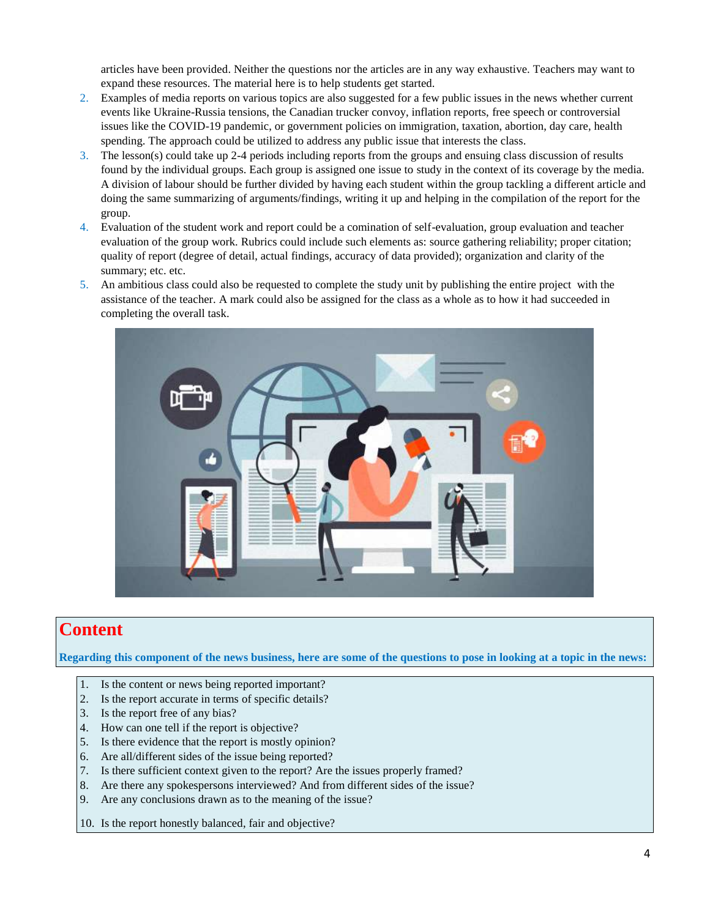articles have been provided. Neither the questions nor the articles are in any way exhaustive. Teachers may want to expand these resources. The material here is to help students get started.

2. Examples of media reports on various topics are also suggested for a few public issues in the news whether current events like Ukraine-Russia tensions, the Canadian trucker convoy, inflation reports, free speech or controversial issues like the COVID-19 pandemic, or government policies on immigration, taxation, abortion, day care, health spending. The approach could be utilized to address any public issue that interests the class.
3. The lesson(s) could take up 2-4 periods including reports from the groups and ensuing class discussion of results found by the individual groups. Each group is assigned one issue to study in the context of its coverage by the media. A division of labour should be further divided by having each student within the group tackling a different article and doing the same summarizing of arguments/findings, writing it up and helping in the compilation of the report for the group.
4. Evaluation of the student work and report could be a comination of self-evaluation, group evaluation and teacher evaluation of the group work. Rubrics could include such elements as: source gathering reliability; proper citation; quality of report (degree of detail, actual findings, accuracy of data provided); organization and clarity of the summary; etc. etc.
5. An ambitious class could also be requested to complete the study unit by publishing the entire project with the assistance of the teacher. A mark could also be assigned for the class as a whole as to how it had succeeded in completing the overall task.

# Content

**Regarding this component of the news business, here are some of the questions to pose in looking at a topic in the news:**

1. Is the content or news being reported important?
2. Is the report accurate in terms of specific details?
3. Is the report free of any bias?
4. How can one tell if the report is objective?
5. Is there evidence that the report is mostly opinion?
6. Are all/different sides of the issue being reported?
7. Is there sufficient context given to the report? Are the issues properly framed?
8. Are there any spokespersons interviewed? And from different sides of the issue?
9. Are any conclusions drawn as to the meaning of the issue?
10. Is the report honestly balanced, fair and objective?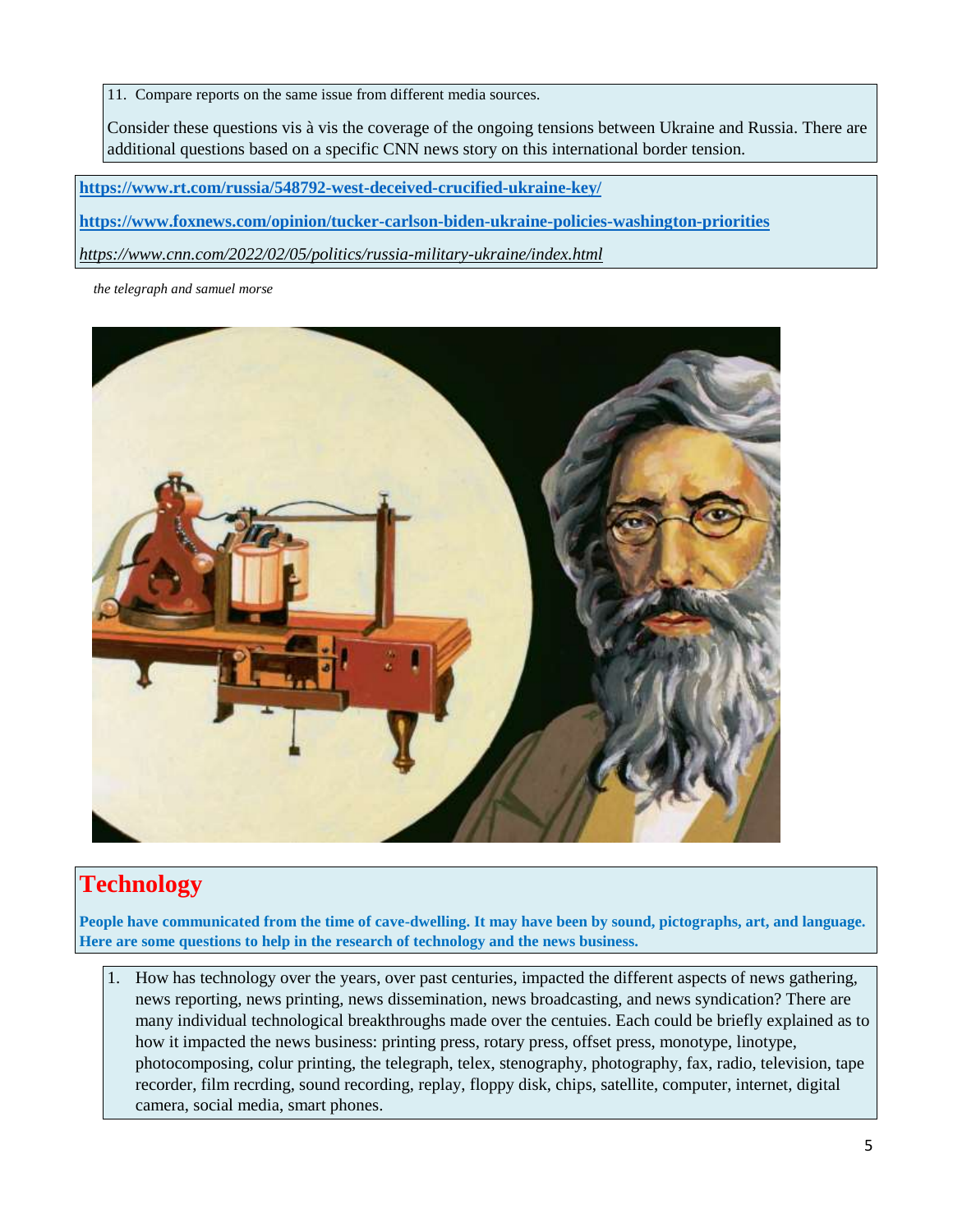11. Compare reports on the same issue from different media sources.

Consider these questions vis à vis the coverage of the ongoing tensions between Ukraine and Russia. There are additional questions based on a specific CNN news story on this international border tension.

**https://www.rt.com/russia/548792-west-deceived-crucified-ukraine-key/**

**https://www.foxnews.com/opinion/tucker-carlson-biden-ukraine-policies-washington-priorities**

*https://www.cnn.com/2022/02/05/politics/russia-military-ukraine/index.html*

*the telegraph and samuel morse*

# Technology

**People have communicated from the time of cave-dwelling. It may have been by sound, pictographs, art, and language. Here are some questions to help in the research of technology and the news business.**

1. How has technology over the years, over past centuries, impacted the different aspects of news gathering, news reporting, news printing, news dissemination, news broadcasting, and news syndication? There are many individual technological breakthroughs made over the centuies. Each could be briefly explained as to how it impacted the news business: printing press, rotary press, offset press, monotype, linotype, photocomposing, colur printing, the telegraph, telex, stenography, photography, fax, radio, television, tape recorder, film recrding, sound recording, replay, floppy disk, chips, satellite, computer, internet, digital camera, social media, smart phones.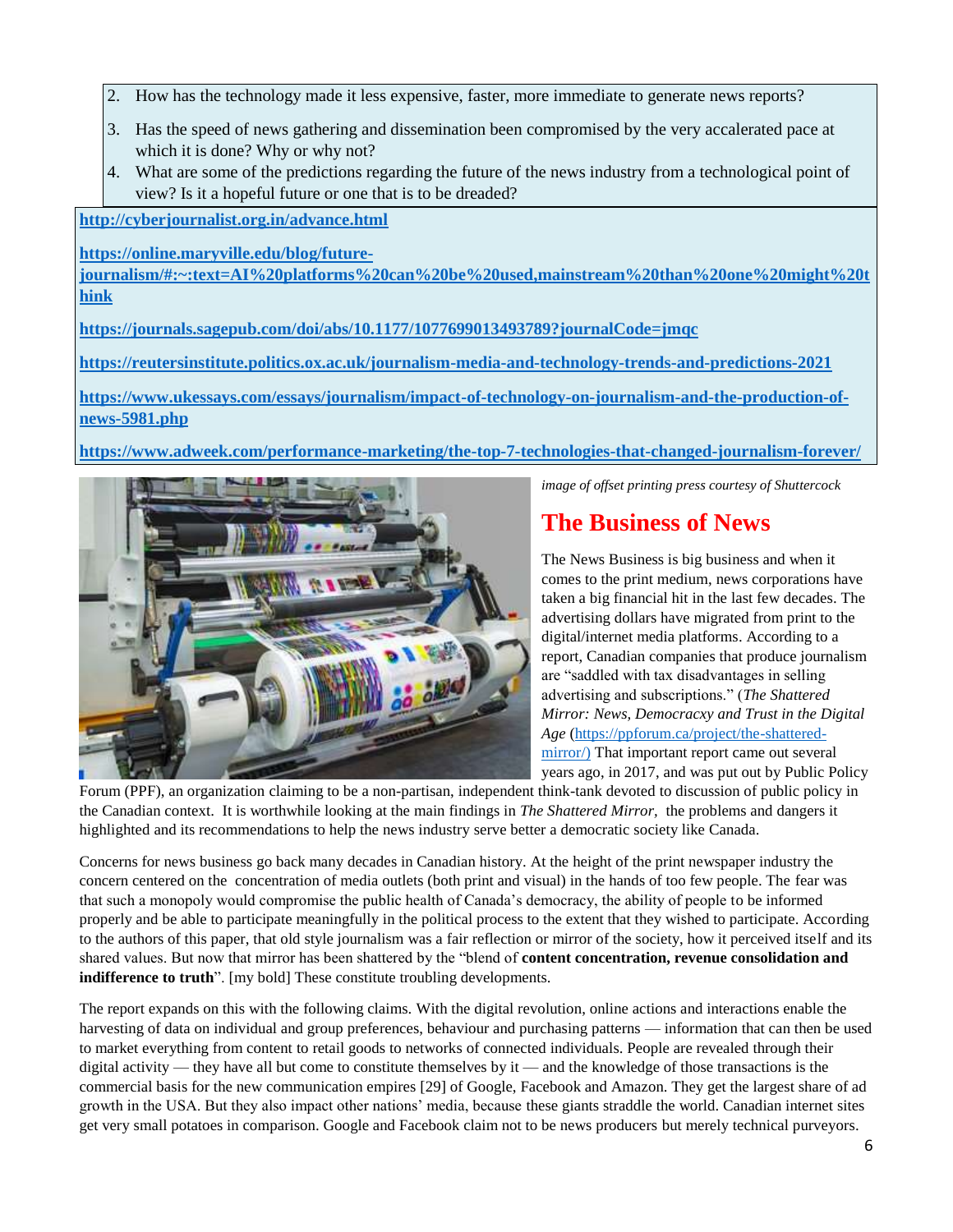2. How has the technology made it less expensive, faster, more immediate to generate news reports?
3. Has the speed of news gathering and dissemination been compromised by the very accalerated pace at which it is done? Why or why not?
4. What are some of the predictions regarding the future of the news industry from a technological point of view? Is it a hopeful future or one that is to be dreaded?

**http://cyberjournalist.org.in/advance.html**

**https://online.maryville.edu/blog/future-journalism/#:~:text=AI%20platforms%20can%20be%20used,mainstream%20than%20one%20might%20think**

**https://journals.sagepub.com/doi/abs/10.1177/1077699013493789?journalCode=jmqc**

**https://reutersinstitute.politics.ox.ac.uk/journalism-media-and-technology-trends-and-predictions-2021**

**https://www.ukessays.com/essays/journalism/impact-of-technology-on-journalism-and-the-production-of-news-5981.php**

**https://www.adweek.com/performance-marketing/the-top-7-technologies-that-changed-journalism-forever/**

*image of offset printing press courtesy of Shuttercock*

## The Business of News

The News Business is big business and when it comes to the print medium, news corporations have taken a big financial hit in the last few decades. The advertising dollars have migrated from print to the digital/internet media platforms. According to a report, Canadian companies that produce journalism are "saddled with tax disadvantages in selling advertising and subscriptions." (*The Shattered Mirror: News, Democracxy and Trust in the Digital Age* (https://ppforum.ca/project/the-shattered-mirror/) That important report came out several years ago, in 2017, and was put out by Public Policy Forum (PPF), an organization claiming to be a non-partisan, independent think-tank devoted to discussion of public policy in the Canadian context. It is worthwhile looking at the main findings in *The Shattered Mirror,* the problems and dangers it highlighted and its recommendations to help the news industry serve better a democratic society like Canada.

Concerns for news business go back many decades in Canadian history. At the height of the print newspaper industry the concern centered on the concentration of media outlets (both print and visual) in the hands of too few people. The fear was that such a monopoly would compromise the public health of Canada's democracy, the ability of people to be informed properly and be able to participate meaningfully in the political process to the extent that they wished to participate. According to the authors of this paper, that old style journalism was a fair reflection or mirror of the society, how it perceived itself and its shared values. But now that mirror has been shattered by the "blend of **content concentration, revenue consolidation and indifference to truth**". [my bold] These constitute troubling developments.

The report expands on this with the following claims. With the digital revolution, online actions and interactions enable the harvesting of data on individual and group preferences, behaviour and purchasing patterns — information that can then be used to market everything from content to retail goods to networks of connected individuals. People are revealed through their digital activity — they have all but come to constitute themselves by it — and the knowledge of those transactions is the commercial basis for the new communication empires [29] of Google, Facebook and Amazon. They get the largest share of ad growth in the USA. But they also impact other nations' media, because these giants straddle the world. Canadian internet sites get very small potatoes in comparison. Google and Facebook claim not to be news producers but merely technical purveyors.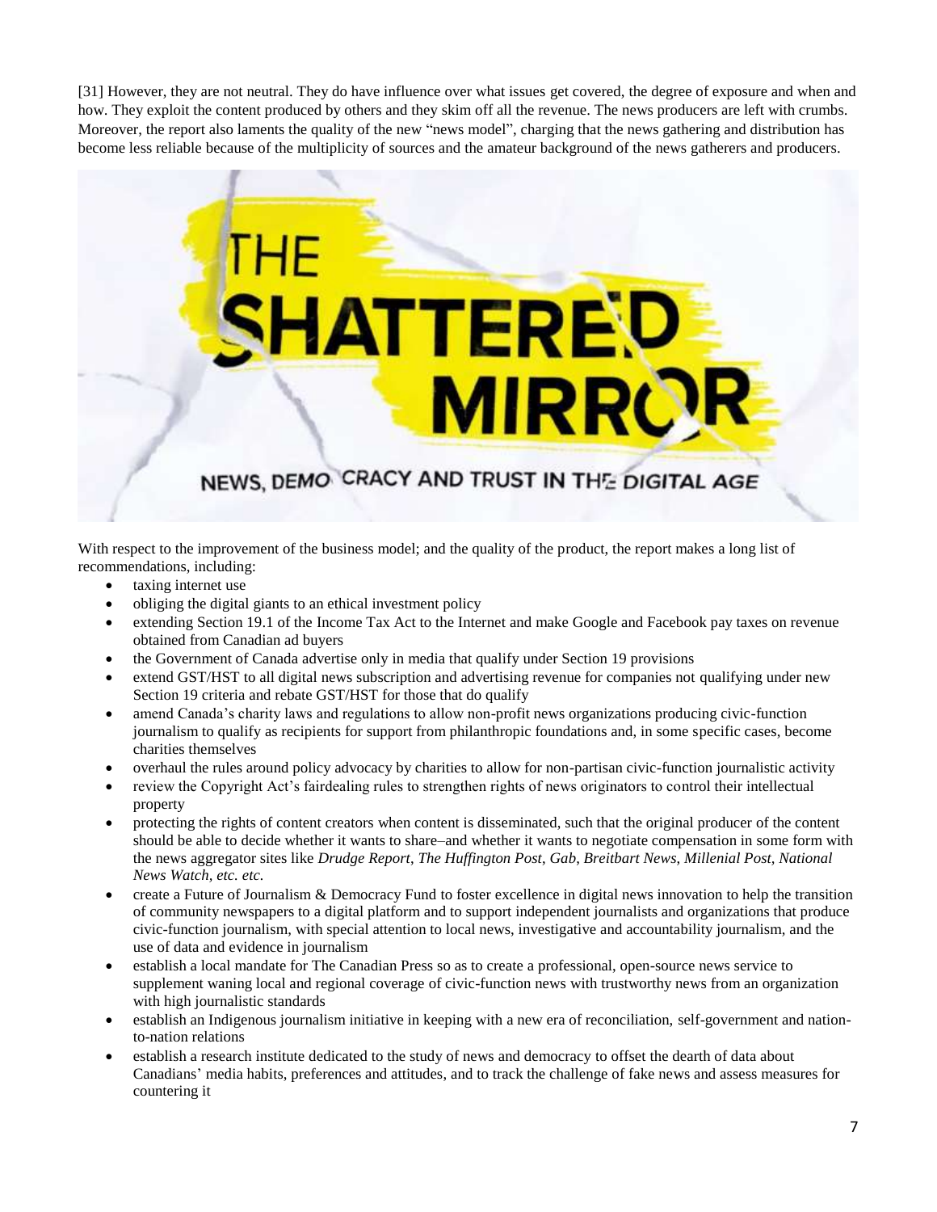[31] However, they are not neutral. They do have influence over what issues get covered, the degree of exposure and when and how. They exploit the content produced by others and they skim off all the revenue. The news producers are left with crumbs. Moreover, the report also laments the quality of the new "news model", charging that the news gathering and distribution has become less reliable because of the multiplicity of sources and the amateur background of the news gatherers and producers.

With respect to the improvement of the business model; and the quality of the product, the report makes a long list of recommendations, including:

- taxing internet use
- obliging the digital giants to an ethical investment policy
- extending Section 19.1 of the Income Tax Act to the Internet and make Google and Facebook pay taxes on revenue obtained from Canadian ad buyers
- the Government of Canada advertise only in media that qualify under Section 19 provisions
- extend GST/HST to all digital news subscription and advertising revenue for companies not qualifying under new Section 19 criteria and rebate GST/HST for those that do qualify
- amend Canada's charity laws and regulations to allow non-profit news organizations producing civic-function journalism to qualify as recipients for support from philanthropic foundations and, in some specific cases, become charities themselves
- overhaul the rules around policy advocacy by charities to allow for non-partisan civic-function journalistic activity
- review the Copyright Act's fairdealing rules to strengthen rights of news originators to control their intellectual property
- protecting the rights of content creators when content is disseminated, such that the original producer of the content should be able to decide whether it wants to share–and whether it wants to negotiate compensation in some form with the news aggregator sites like *Drudge Report, The Huffington Post, Gab, Breitbart News, Millenial Post, National News Watch, etc. etc.*
- create a Future of Journalism & Democracy Fund to foster excellence in digital news innovation to help the transition of community newspapers to a digital platform and to support independent journalists and organizations that produce civic-function journalism, with special attention to local news, investigative and accountability journalism, and the use of data and evidence in journalism
- establish a local mandate for The Canadian Press so as to create a professional, open-source news service to supplement waning local and regional coverage of civic-function news with trustworthy news from an organization with high journalistic standards
- establish an Indigenous journalism initiative in keeping with a new era of reconciliation, self-government and nation-to-nation relations
- establish a research institute dedicated to the study of news and democracy to offset the dearth of data about Canadians' media habits, preferences and attitudes, and to track the challenge of fake news and assess measures for countering it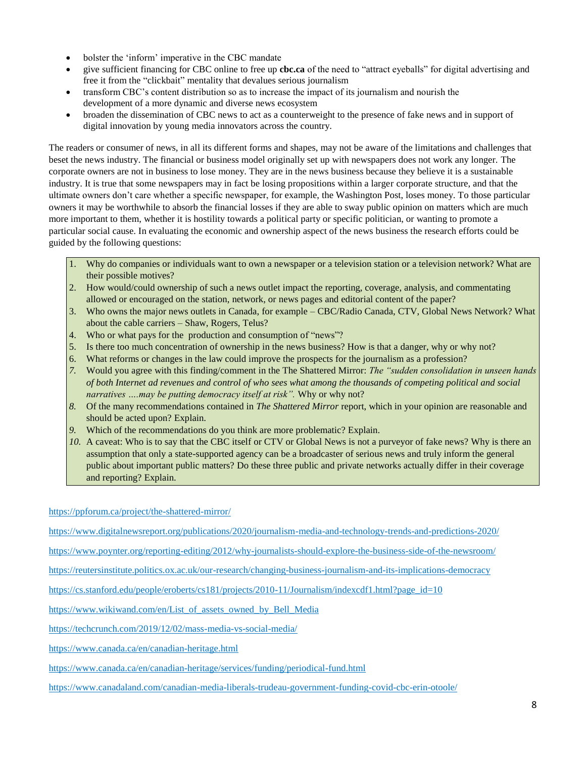- bolster the 'inform' imperative in the CBC mandate
- give sufficient financing for CBC online to free up **cbc.ca** of the need to "attract eyeballs" for digital advertising and free it from the "clickbait" mentality that devalues serious journalism
- transform CBC's content distribution so as to increase the impact of its journalism and nourish the development of a more dynamic and diverse news ecosystem
- broaden the dissemination of CBC news to act as a counterweight to the presence of fake news and in support of digital innovation by young media innovators across the country.

The readers or consumer of news, in all its different forms and shapes, may not be aware of the limitations and challenges that beset the news industry. The financial or business model originally set up with newspapers does not work any longer. The corporate owners are not in business to lose money. They are in the news business because they believe it is a sustainable industry. It is true that some newspapers may in fact be losing propositions within a larger corporate structure, and that the ultimate owners don't care whether a specific newspaper, for example, the Washington Post, loses money. To those particular owners it may be worthwhile to absorb the financial losses if they are able to sway public opinion on matters which are much more important to them, whether it is hostility towards a political party or specific politician, or wanting to promote a particular social cause. In evaluating the economic and ownership aspect of the news business the research efforts could be guided by the following questions:

1. Why do companies or individuals want to own a newspaper or a television station or a television network? What are their possible motives?
2. How would/could ownership of such a news outlet impact the reporting, coverage, analysis, and commentating allowed or encouraged on the station, network, or news pages and editorial content of the paper?
3. Who owns the major news outlets in Canada, for example – CBC/Radio Canada, CTV, Global News Network? What about the cable carriers – Shaw, Rogers, Telus?
4. Who or what pays for the production and consumption of "news"?
5. Is there too much concentration of ownership in the news business? How is that a danger, why or why not?
6. What reforms or changes in the law could improve the prospects for the journalism as a profession?
7. Would you agree with this finding/comment in the The Shattered Mirror: *The "sudden consolidation in unseen hands of both Internet ad revenues and control of who sees what among the thousands of competing political and social narratives ….may be putting democracy itself at risk".* Why or why not?
8. Of the many recommendations contained in *The Shattered Mirror* report, which in your opinion are reasonable and should be acted upon? Explain.
9. Which of the recommendations do you think are more problematic? Explain.
10. A caveat: Who is to say that the CBC itself or CTV or Global News is not a purveyor of fake news? Why is there an assumption that only a state-supported agency can be a broadcaster of serious news and truly inform the general public about important public matters? Do these three public and private networks actually differ in their coverage and reporting? Explain.

https://ppforum.ca/project/the-shattered-mirror/

https://www.digitalnewsreport.org/publications/2020/journalism-media-and-technology-trends-and-predictions-2020/

https://www.poynter.org/reporting-editing/2012/why-journalists-should-explore-the-business-side-of-the-newsroom/

https://reutersinstitute.politics.ox.ac.uk/our-research/changing-business-journalism-and-its-implications-democracy

https://cs.stanford.edu/people/eroberts/cs181/projects/2010-11/Journalism/indexcdf1.html?page_id=10

https://www.wikiwand.com/en/List_of_assets_owned_by_Bell_Media

https://techcrunch.com/2019/12/02/mass-media-vs-social-media/

https://www.canada.ca/en/canadian-heritage.html

https://www.canada.ca/en/canadian-heritage/services/funding/periodical-fund.html

https://www.canadaland.com/canadian-media-liberals-trudeau-government-funding-covid-cbc-erin-otoole/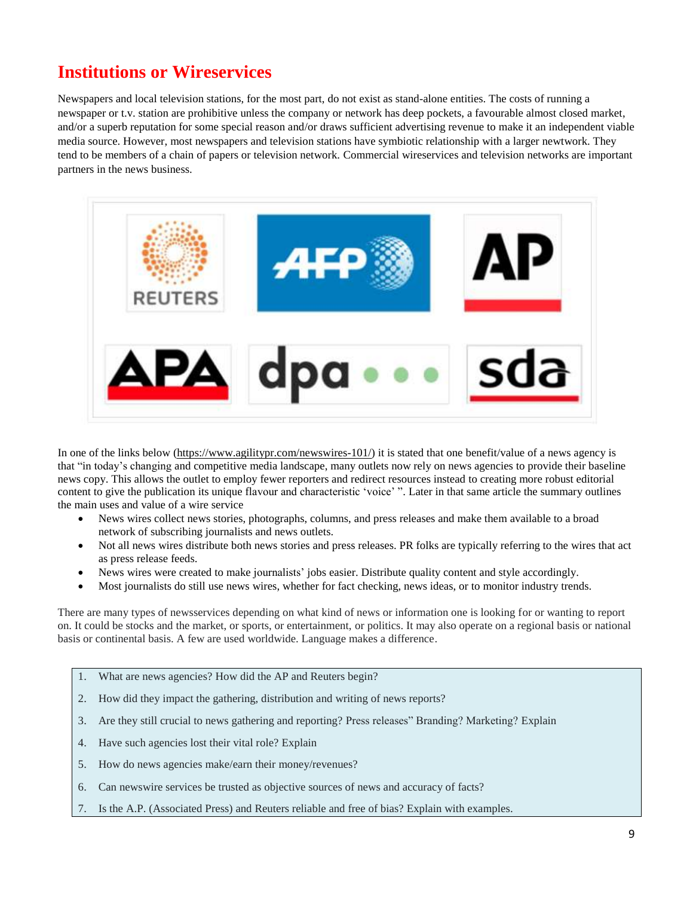# Institutions or Wireservices

Newspapers and local television stations, for the most part, do not exist as stand-alone entities. The costs of running a newspaper or t.v. station are prohibitive unless the company or network has deep pockets, a favourable almost closed market, and/or a superb reputation for some special reason and/or draws sufficient advertising revenue to make it an independent viable media source. However, most newspapers and television stations have symbiotic relationship with a larger newtwork. They tend to be members of a chain of papers or television network. Commercial wireservices and television networks are important partners in the news business.

In one of the links below (https://www.agilitypr.com/newswires-101/) it is stated that one benefit/value of a news agency is that "in today's changing and competitive media landscape, many outlets now rely on news agencies to provide their baseline news copy. This allows the outlet to employ fewer reporters and redirect resources instead to creating more robust editorial content to give the publication its unique flavour and characteristic 'voice' ". Later in that same article the summary outlines the main uses and value of a wire service

- News wires collect news stories, photographs, columns, and press releases and make them available to a broad network of subscribing journalists and news outlets.
- Not all news wires distribute both news stories and press releases. PR folks are typically referring to the wires that act as press release feeds.
- News wires were created to make journalists' jobs easier. Distribute quality content and style accordingly.
- Most journalists do still use news wires, whether for fact checking, news ideas, or to monitor industry trends.

There are many types of newsservices depending on what kind of news or information one is looking for or wanting to report on. It could be stocks and the market, or sports, or entertainment, or politics. It may also operate on a regional basis or national basis or continental basis. A few are used worldwide. Language makes a difference.

1. What are news agencies? How did the AP and Reuters begin?
2. How did they impact the gathering, distribution and writing of news reports?
3. Are they still crucial to news gathering and reporting? Press releases" Branding? Marketing? Explain
4. Have such agencies lost their vital role? Explain
5. How do news agencies make/earn their money/revenues?
6. Can newswire services be trusted as objective sources of news and accuracy of facts?
7. Is the A.P. (Associated Press) and Reuters reliable and free of bias? Explain with examples.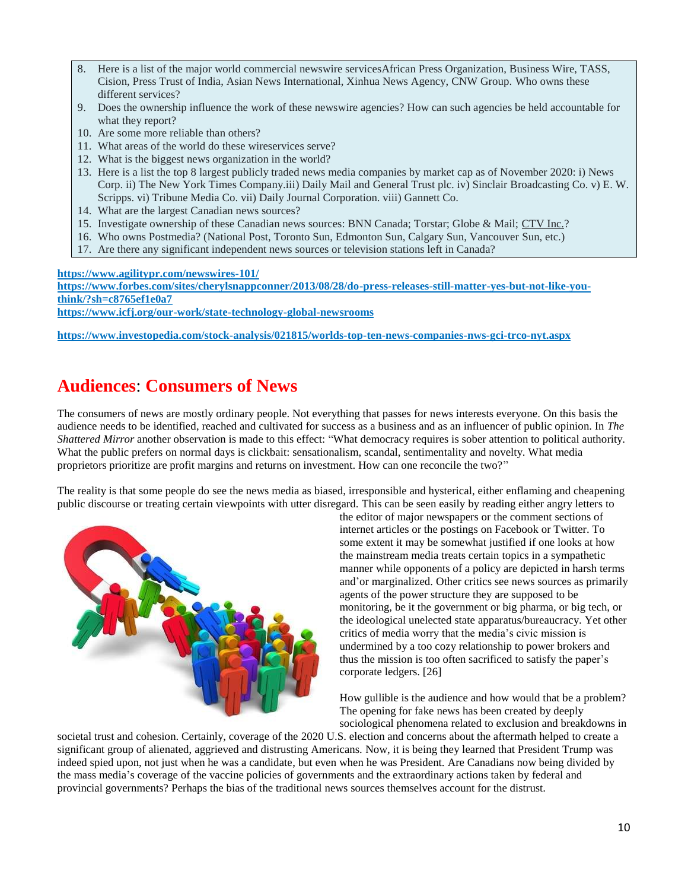8. Here is a list of the major world commercial newswire servicesAfrican Press Organization, Business Wire, TASS, Cision, Press Trust of India, Asian News International, Xinhua News Agency, CNW Group. Who owns these different services?
9. Does the ownership influence the work of these newswire agencies? How can such agencies be held accountable for what they report?
10. Are some more reliable than others?
11. What areas of the world do these wireservices serve?
12. What is the biggest news organization in the world?
13. Here is a list the top 8 largest publicly traded news media companies by market cap as of November 2020: i) News Corp. ii) The New York Times Company.iii) Daily Mail and General Trust plc. iv) Sinclair Broadcasting Co. v) E. W. Scripps. vi) Tribune Media Co. vii) Daily Journal Corporation. viii) Gannett Co.
14. What are the largest Canadian news sources?
15. Investigate ownership of these Canadian news sources: BNN Canada; Torstar; Globe & Mail; CTV Inc.?
16. Who owns Postmedia? (National Post, Toronto Sun, Edmonton Sun, Calgary Sun, Vancouver Sun, etc.)
17. Are there any significant independent news sources or television stations left in Canada?

**https://www.agilitypr.com/newswires-101/**
**https://www.forbes.com/sites/cherylsnappconner/2013/08/28/do-press-releases-still-matter-yes-but-not-like-you-think/?sh=c8765ef1e0a7**
**https://www.icfj.org/our-work/state-technology-global-newsrooms**

**https://www.investopedia.com/stock-analysis/021815/worlds-top-ten-news-companies-nws-gci-trco-nyt.aspx**

## Audiences: Consumers of News

The consumers of news are mostly ordinary people. Not everything that passes for news interests everyone. On this basis the audience needs to be identified, reached and cultivated for success as a business and as an influencer of public opinion. In *The Shattered Mirror* another observation is made to this effect: "What democracy requires is sober attention to political authority. What the public prefers on normal days is clickbait: sensationalism, scandal, sentimentality and novelty. What media proprietors prioritize are profit margins and returns on investment. How can one reconcile the two?"

The reality is that some people do see the news media as biased, irresponsible and hysterical, either enflaming and cheapening public discourse or treating certain viewpoints with utter disregard. This can be seen easily by reading either angry letters to the editor of major newspapers or the comment sections of internet articles or the postings on Facebook or Twitter. To some extent it may be somewhat justified if one looks at how the mainstream media treats certain topics in a sympathetic manner while opponents of a policy are depicted in harsh terms and'or marginalized. Other critics see news sources as primarily agents of the power structure they are supposed to be monitoring, be it the government or big pharma, or big tech, or the ideological unelected state apparatus/bureaucracy. Yet other critics of media worry that the media's civic mission is undermined by a too cozy relationship to power brokers and thus the mission is too often sacrificed to satisfy the paper's corporate ledgers. [26]

How gullible is the audience and how would that be a problem? The opening for fake news has been created by deeply sociological phenomena related to exclusion and breakdowns in societal trust and cohesion. Certainly, coverage of the 2020 U.S. election and concerns about the aftermath helped to create a significant group of alienated, aggrieved and distrusting Americans. Now, it is being they learned that President Trump was indeed spied upon, not just when he was a candidate, but even when he was President. Are Canadians now being divided by the mass media's coverage of the vaccine policies of governments and the extraordinary actions taken by federal and provincial governments? Perhaps the bias of the traditional news sources themselves account for the distrust.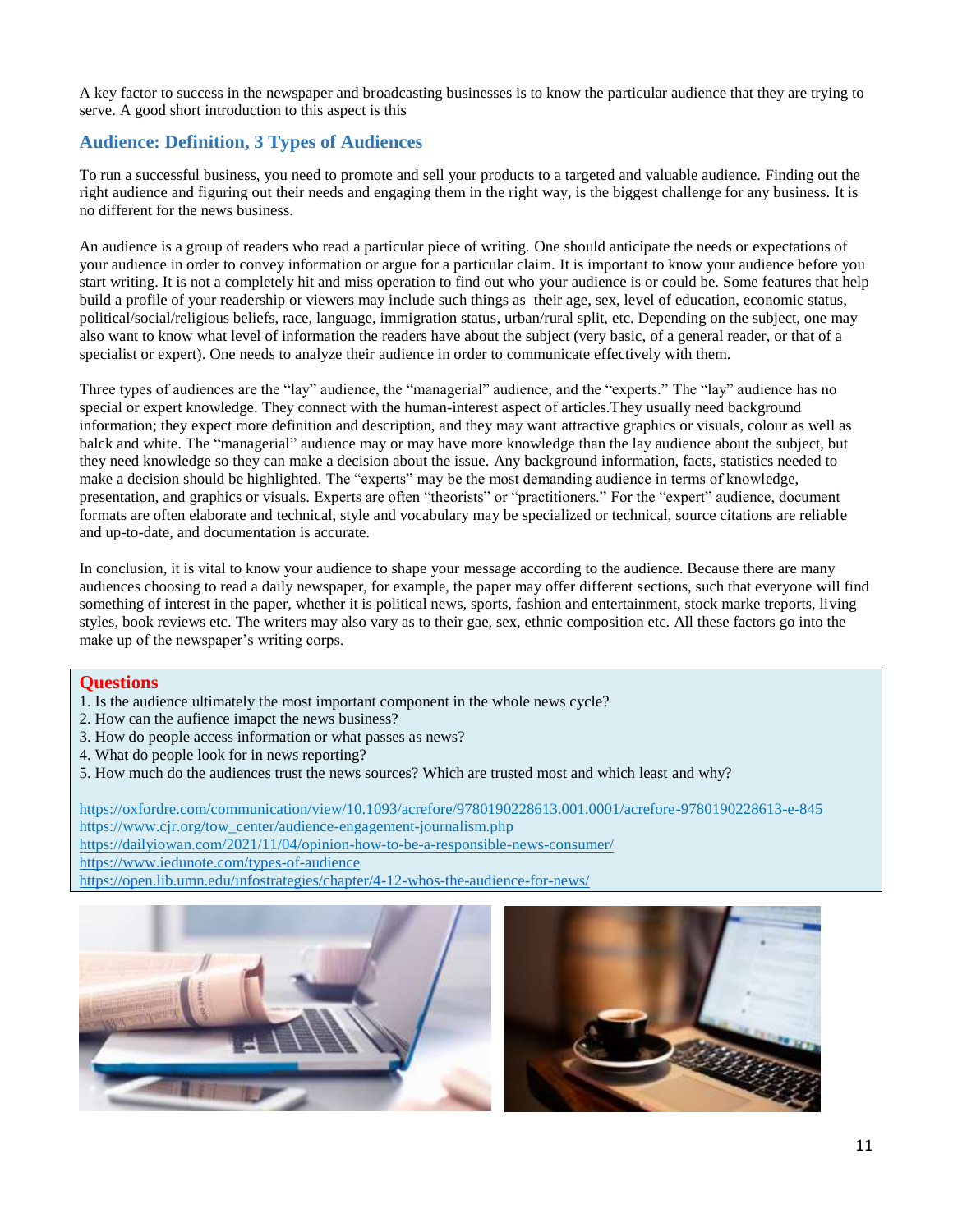A key factor to success in the newspaper and broadcasting businesses is to know the particular audience that they are trying to serve. A good short introduction to this aspect is this

## Audience: Definition, 3 Types of Audiences

To run a successful business, you need to promote and sell your products to a targeted and valuable audience. Finding out the right audience and figuring out their needs and engaging them in the right way, is the biggest challenge for any business. It is no different for the news business.

An audience is a group of readers who read a particular piece of writing. One should anticipate the needs or expectations of your audience in order to convey information or argue for a particular claim. It is important to know your audience before you start writing. It is not a completely hit and miss operation to find out who your audience is or could be. Some features that help build a profile of your readership or viewers may include such things as their age, sex, level of education, economic status, political/social/religious beliefs, race, language, immigration status, urban/rural split, etc. Depending on the subject, one may also want to know what level of information the readers have about the subject (very basic, of a general reader, or that of a specialist or expert). One needs to analyze their audience in order to communicate effectively with them.

Three types of audiences are the "lay" audience, the "managerial" audience, and the "experts." The "lay" audience has no special or expert knowledge. They connect with the human-interest aspect of articles.They usually need background information; they expect more definition and description, and they may want attractive graphics or visuals, colour as well as balck and white. The "managerial" audience may or may have more knowledge than the lay audience about the subject, but they need knowledge so they can make a decision about the issue. Any background information, facts, statistics needed to make a decision should be highlighted. The "experts" may be the most demanding audience in terms of knowledge, presentation, and graphics or visuals. Experts are often "theorists" or "practitioners." For the "expert" audience, document formats are often elaborate and technical, style and vocabulary may be specialized or technical, source citations are reliable and up-to-date, and documentation is accurate.

In conclusion, it is vital to know your audience to shape your message according to the audience. Because there are many audiences choosing to read a daily newspaper, for example, the paper may offer different sections, such that everyone will find something of interest in the paper, whether it is political news, sports, fashion and entertainment, stock marke treports, living styles, book reviews etc. The writers may also vary as to their gae, sex, ethnic composition etc. All these factors go into the make up of the newspaper's writing corps.

### Questions

1. Is the audience ultimately the most important component in the whole news cycle?
2. How can the aufience imapct the news business?
3. How do people access information or what passes as news?
4. What do people look for in news reporting?
5. How much do the audiences trust the news sources? Which are trusted most and which least and why?

https://oxfordre.com/communication/view/10.1093/acrefore/9780190228613.001.0001/acrefore-9780190228613-e-845
https://www.cjr.org/tow_center/audience-engagement-journalism.php
https://dailyiowan.com/2021/11/04/opinion-how-to-be-a-responsible-news-consumer/
https://www.iedunote.com/types-of-audience
https://open.lib.umn.edu/infostrategies/chapter/4-12-whos-the-audience-for-news/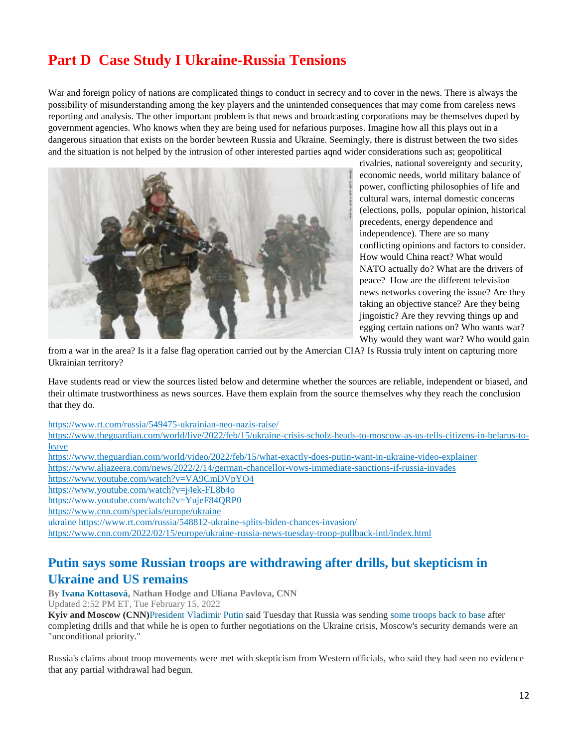# Part D Case Study I Ukraine-Russia Tensions

War and foreign policy of nations are complicated things to conduct in secrecy and to cover in the news. There is always the possibility of misunderstanding among the key players and the unintended consequences that may come from careless news reporting and analysis. The other important problem is that news and broadcasting corporations may be themselves duped by government agencies. Who knows when they are being used for nefarious purposes. Imagine how all this plays out in a dangerous situation that exists on the border bewteen Russia and Ukraine. Seemingly, there is distrust between the two sides and the situation is not helped by the intrusion of other interested parties aqnd wider considerations such as; geopolitical rivalries, national sovereignty and security, economic needs, world military balance of power, conflicting philosophies of life and cultural wars, internal domestic concerns (elections, polls, popular opinion, historical precedents, energy dependence and independence). There are so many conflicting opinions and factors to consider. How would China react? What would NATO actually do? What are the drivers of peace? How are the different television news networks covering the issue? Are they taking an objective stance? Are they being jingoistic? Are they revving things up and egging certain nations on? Who wants war? Why would they want war? Who would gain from a war in the area? Is it a false flag operation carried out by the Amercian CIA? Is Russia truly intent on capturing more Ukrainian territory?

Have students read or view the sources listed below and determine whether the sources are reliable, independent or biased, and their ultimate trustworthiness as news sources. Have them explain from the source themselves why they reach the conclusion that they do.

https://www.rt.com/russia/549475-ukrainian-neo-nazis-raise/
https://www.theguardian.com/world/live/2022/feb/15/ukraine-crisis-scholz-heads-to-moscow-as-us-tells-citizens-in-belarus-to-leave
https://www.theguardian.com/world/video/2022/feb/15/what-exactly-does-putin-want-in-ukraine-video-explainer
https://www.aljazeera.com/news/2022/2/14/german-chancellor-vows-immediate-sanctions-if-russia-invades
https://www.youtube.com/watch?v=VA9CmDVpYO4
https://www.youtube.com/watch?v=j4ek-FL8b4o
https://www.youtube.com/watch?v=YujeF84QRP0
https://www.cnn.com/specials/europe/ukraine
ukraine https://www.rt.com/russia/548812-ukraine-splits-biden-chances-invasion/
https://www.cnn.com/2022/02/15/europe/ukraine-russia-news-tuesday-troop-pullback-intl/index.html

## Putin says some Russian troops are withdrawing after drills, but skepticism in Ukraine and US remains

**By Ivana Kottasová, Nathan Hodge and Uliana Pavlova, CNN**
Updated 2:52 PM ET, Tue February 15, 2022

**Kyiv and Moscow (CNN)** President Vladimir Putin said Tuesday that Russia was sending some troops back to base after completing drills and that while he is open to further negotiations on the Ukraine crisis, Moscow's security demands were an "unconditional priority."

Russia's claims about troop movements were met with skepticism from Western officials, who said they had seen no evidence that any partial withdrawal had begun.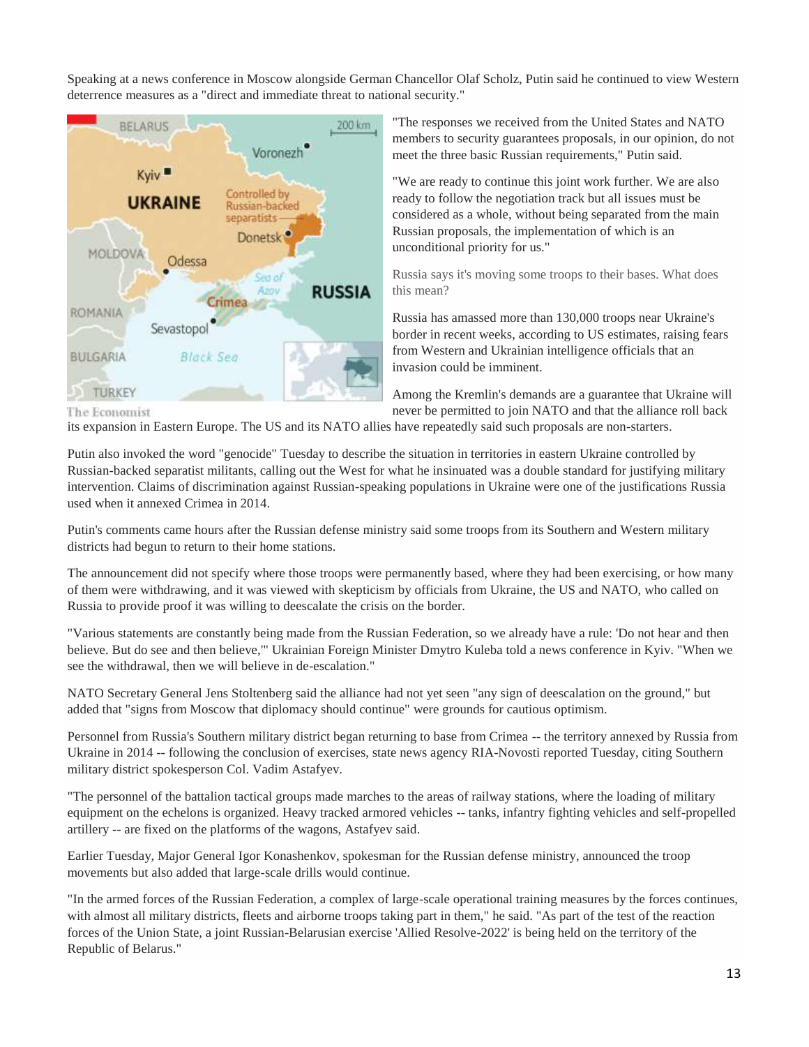Speaking at a news conference in Moscow alongside German Chancellor Olaf Scholz, Putin said he continued to view Western deterrence measures as a "direct and immediate threat to national security."

BELARUS
200 km
Voronezh
Kyiv
UKRAINE
Controlled by Russian-backed separatists
Donetsk
MOLDOVA
Odessa
Sea of Azov
RUSSIA
Crimea
ROMANIA
Sevastopol
BULGARIA
Black Sea
TURKEY

The Economist

"The responses we received from the United States and NATO members to security guarantees proposals, in our opinion, do not meet the three basic Russian requirements," Putin said.

"We are ready to continue this joint work further. We are also ready to follow the negotiation track but all issues must be considered as a whole, without being separated from the main Russian proposals, the implementation of which is an unconditional priority for us."

Russia says it's moving some troops to their bases. What does this mean?

Russia has amassed more than 130,000 troops near Ukraine's border in recent weeks, according to US estimates, raising fears from Western and Ukrainian intelligence officials that an invasion could be imminent.

Among the Kremlin's demands are a guarantee that Ukraine will never be permitted to join NATO and that the alliance roll back its expansion in Eastern Europe. The US and its NATO allies have repeatedly said such proposals are non-starters.

Putin also invoked the word "genocide" Tuesday to describe the situation in territories in eastern Ukraine controlled by Russian-backed separatist militants, calling out the West for what he insinuated was a double standard for justifying military intervention. Claims of discrimination against Russian-speaking populations in Ukraine were one of the justifications Russia used when it annexed Crimea in 2014.

Putin's comments came hours after the Russian defense ministry said some troops from its Southern and Western military districts had begun to return to their home stations.

The announcement did not specify where those troops were permanently based, where they had been exercising, or how many of them were withdrawing, and it was viewed with skepticism by officials from Ukraine, the US and NATO, who called on Russia to provide proof it was willing to deescalate the crisis on the border.

"Various statements are constantly being made from the Russian Federation, so we already have a rule: 'Do not hear and then believe. But do see and then believe,'" Ukrainian Foreign Minister Dmytro Kuleba told a news conference in Kyiv. "When we see the withdrawal, then we will believe in de-escalation."

NATO Secretary General Jens Stoltenberg said the alliance had not yet seen "any sign of deescalation on the ground," but added that "signs from Moscow that diplomacy should continue" were grounds for cautious optimism.

Personnel from Russia's Southern military district began returning to base from Crimea -- the territory annexed by Russia from Ukraine in 2014 -- following the conclusion of exercises, state news agency RIA-Novosti reported Tuesday, citing Southern military district spokesperson Col. Vadim Astafyev.

"The personnel of the battalion tactical groups made marches to the areas of railway stations, where the loading of military equipment on the echelons is organized. Heavy tracked armored vehicles -- tanks, infantry fighting vehicles and self-propelled artillery -- are fixed on the platforms of the wagons, Astafyev said.

Earlier Tuesday, Major General Igor Konashenkov, spokesman for the Russian defense ministry, announced the troop movements but also added that large-scale drills would continue.

"In the armed forces of the Russian Federation, a complex of large-scale operational training measures by the forces continues, with almost all military districts, fleets and airborne troops taking part in them," he said. "As part of the test of the reaction forces of the Union State, a joint Russian-Belarusian exercise 'Allied Resolve-2022' is being held on the territory of the Republic of Belarus."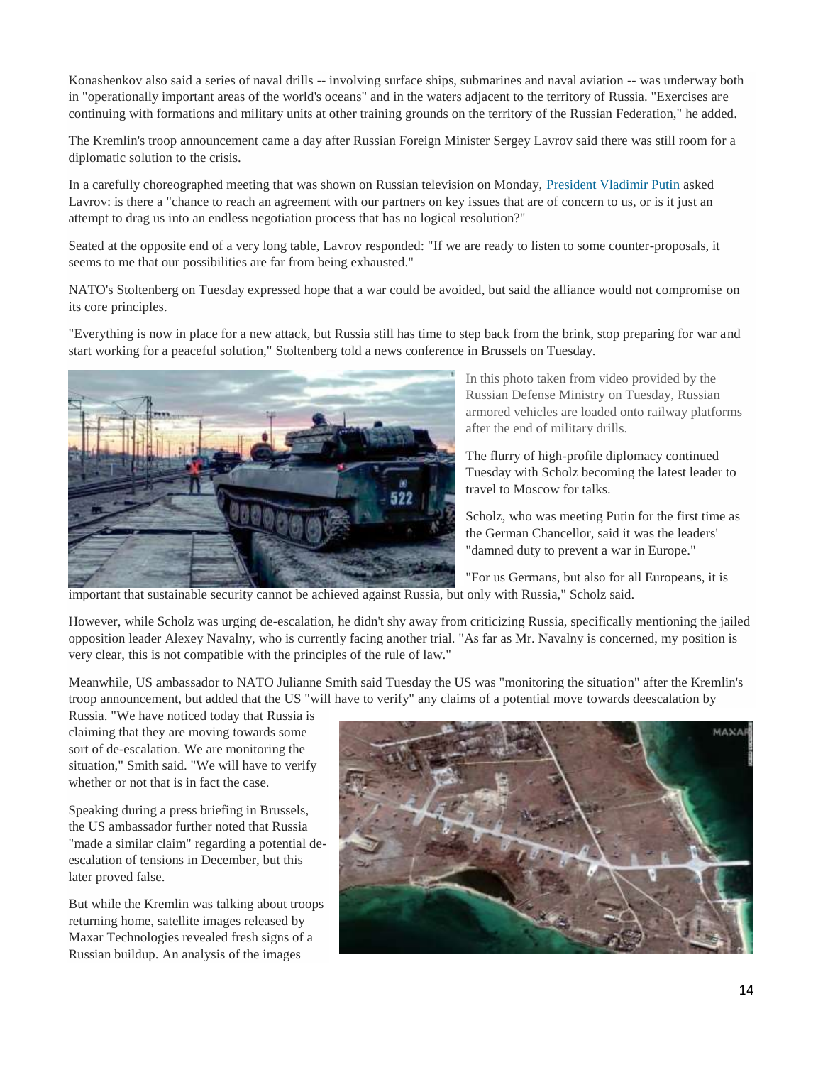Konashenkov also said a series of naval drills -- involving surface ships, submarines and naval aviation -- was underway both in "operationally important areas of the world's oceans" and in the waters adjacent to the territory of Russia. "Exercises are continuing with formations and military units at other training grounds on the territory of the Russian Federation," he added.

The Kremlin's troop announcement came a day after Russian Foreign Minister Sergey Lavrov said there was still room for a diplomatic solution to the crisis.

In a carefully choreographed meeting that was shown on Russian television on Monday, President Vladimir Putin asked Lavrov: is there a "chance to reach an agreement with our partners on key issues that are of concern to us, or is it just an attempt to drag us into an endless negotiation process that has no logical resolution?"

Seated at the opposite end of a very long table, Lavrov responded: "If we are ready to listen to some counter-proposals, it seems to me that our possibilities are far from being exhausted."

NATO's Stoltenberg on Tuesday expressed hope that a war could be avoided, but said the alliance would not compromise on its core principles.

"Everything is now in place for a new attack, but Russia still has time to step back from the brink, stop preparing for war and start working for a peaceful solution," Stoltenberg told a news conference in Brussels on Tuesday.

In this photo taken from video provided by the Russian Defense Ministry on Tuesday, Russian armored vehicles are loaded onto railway platforms after the end of military drills.

The flurry of high-profile diplomacy continued Tuesday with Scholz becoming the latest leader to travel to Moscow for talks.

Scholz, who was meeting Putin for the first time as the German Chancellor, said it was the leaders' "damned duty to prevent a war in Europe."

"For us Germans, but also for all Europeans, it is important that sustainable security cannot be achieved against Russia, but only with Russia," Scholz said.

However, while Scholz was urging de-escalation, he didn't shy away from criticizing Russia, specifically mentioning the jailed opposition leader Alexey Navalny, who is currently facing another trial. "As far as Mr. Navalny is concerned, my position is very clear, this is not compatible with the principles of the rule of law."

Meanwhile, US ambassador to NATO Julianne Smith said Tuesday the US was "monitoring the situation" after the Kremlin's troop announcement, but added that the US "will have to verify" any claims of a potential move towards deescalation by Russia. "We have noticed today that Russia is claiming that they are moving towards some sort of de-escalation. We are monitoring the situation," Smith said. "We will have to verify whether or not that is in fact the case.

Speaking during a press briefing in Brussels, the US ambassador further noted that Russia "made a similar claim" regarding a potential de-escalation of tensions in December, but this later proved false.

But while the Kremlin was talking about troops returning home, satellite images released by Maxar Technologies revealed fresh signs of a Russian buildup. An analysis of the images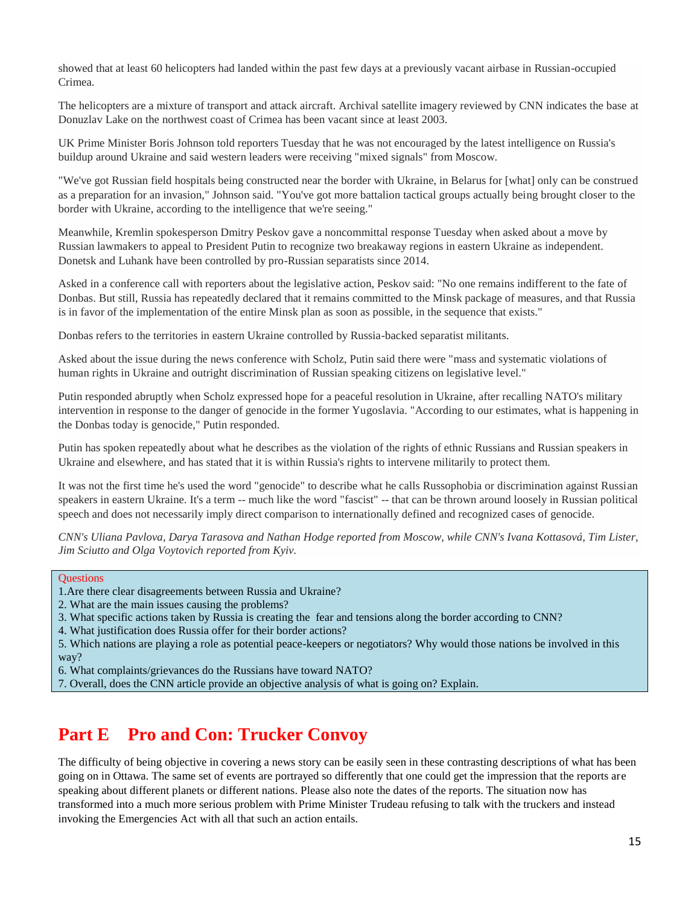showed that at least 60 helicopters had landed within the past few days at a previously vacant airbase in Russian-occupied Crimea.

The helicopters are a mixture of transport and attack aircraft. Archival satellite imagery reviewed by CNN indicates the base at Donuzlav Lake on the northwest coast of Crimea has been vacant since at least 2003.

UK Prime Minister Boris Johnson told reporters Tuesday that he was not encouraged by the latest intelligence on Russia's buildup around Ukraine and said western leaders were receiving "mixed signals" from Moscow.

"We've got Russian field hospitals being constructed near the border with Ukraine, in Belarus for [what] only can be construed as a preparation for an invasion," Johnson said. "You've got more battalion tactical groups actually being brought closer to the border with Ukraine, according to the intelligence that we're seeing."

Meanwhile, Kremlin spokesperson Dmitry Peskov gave a noncommittal response Tuesday when asked about a move by Russian lawmakers to appeal to President Putin to recognize two breakaway regions in eastern Ukraine as independent. Donetsk and Luhank have been controlled by pro-Russian separatists since 2014.

Asked in a conference call with reporters about the legislative action, Peskov said: "No one remains indifferent to the fate of Donbas. But still, Russia has repeatedly declared that it remains committed to the Minsk package of measures, and that Russia is in favor of the implementation of the entire Minsk plan as soon as possible, in the sequence that exists."

Donbas refers to the territories in eastern Ukraine controlled by Russia-backed separatist militants.

Asked about the issue during the news conference with Scholz, Putin said there were "mass and systematic violations of human rights in Ukraine and outright discrimination of Russian speaking citizens on legislative level."

Putin responded abruptly when Scholz expressed hope for a peaceful resolution in Ukraine, after recalling NATO's military intervention in response to the danger of genocide in the former Yugoslavia. "According to our estimates, what is happening in the Donbas today is genocide," Putin responded.

Putin has spoken repeatedly about what he describes as the violation of the rights of ethnic Russians and Russian speakers in Ukraine and elsewhere, and has stated that it is within Russia's rights to intervene militarily to protect them.

It was not the first time he's used the word "genocide" to describe what he calls Russophobia or discrimination against Russian speakers in eastern Ukraine. It's a term -- much like the word "fascist" -- that can be thrown around loosely in Russian political speech and does not necessarily imply direct comparison to internationally defined and recognized cases of genocide.

*CNN's Uliana Pavlova, Darya Tarasova and Nathan Hodge reported from Moscow, while CNN's Ivana Kottasová, Tim Lister, Jim Sciutto and Olga Voytovich reported from Kyiv.*

Questions

1. Are there clear disagreements between Russia and Ukraine?
2. What are the main issues causing the problems?
3. What specific actions taken by Russia is creating the fear and tensions along the border according to CNN?
4. What justification does Russia offer for their border actions?
5. Which nations are playing a role as potential peace-keepers or negotiators? Why would those nations be involved in this way?
6. What complaints/grievances do the Russians have toward NATO?
7. Overall, does the CNN article provide an objective analysis of what is going on? Explain.

## Part E Pro and Con: Trucker Convoy

The difficulty of being objective in covering a news story can be easily seen in these contrasting descriptions of what has been going on in Ottawa. The same set of events are portrayed so differently that one could get the impression that the reports are speaking about different planets or different nations. Please also note the dates of the reports. The situation now has transformed into a much more serious problem with Prime Minister Trudeau refusing to talk with the truckers and instead invoking the Emergencies Act with all that such an action entails.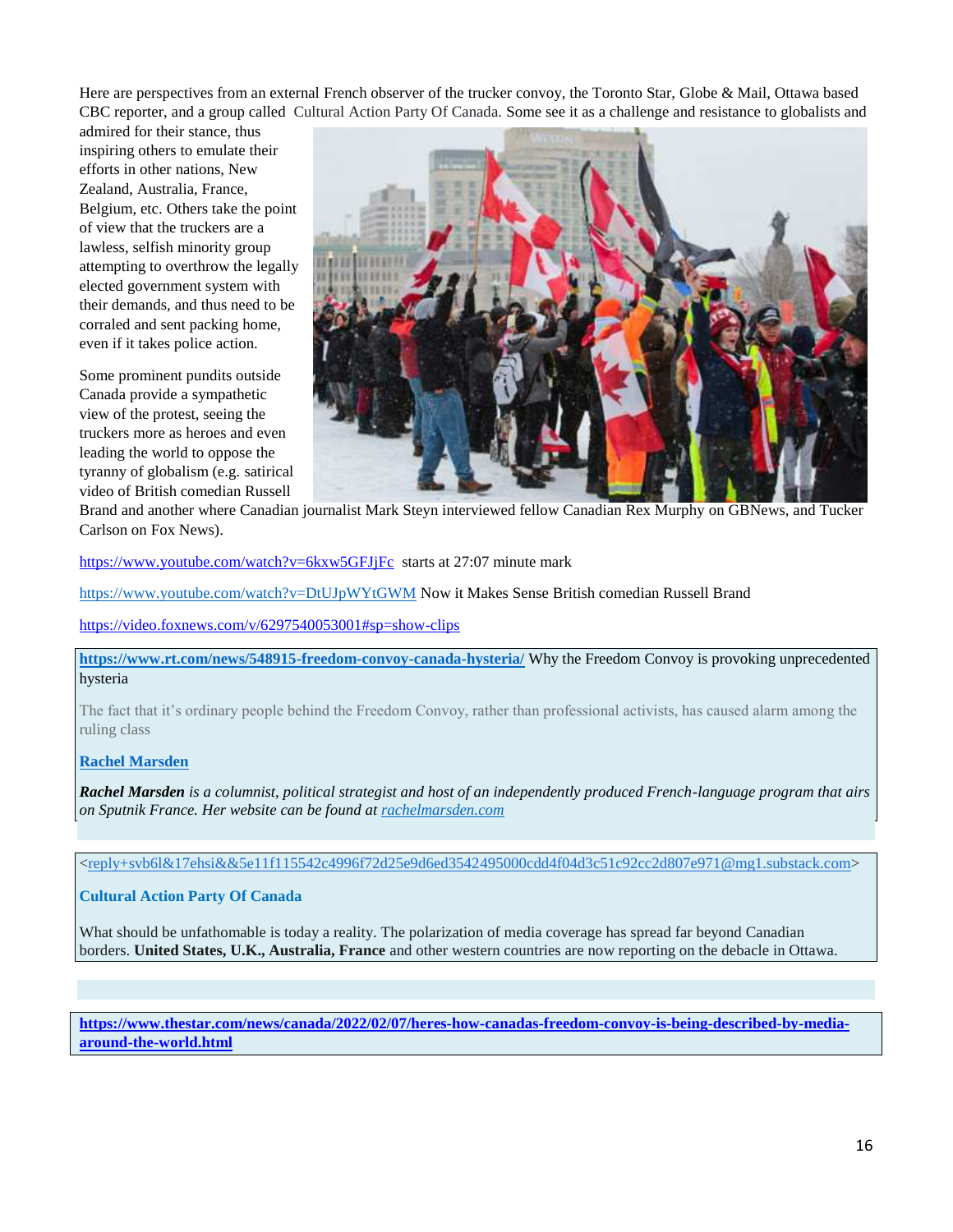Here are perspectives from an external French observer of the trucker convoy, the Toronto Star, Globe & Mail, Ottawa based CBC reporter, and a group called Cultural Action Party Of Canada. Some see it as a challenge and resistance to globalists and admired for their stance, thus inspiring others to emulate their efforts in other nations, New Zealand, Australia, France, Belgium, etc. Others take the point of view that the truckers are a lawless, selfish minority group attempting to overthrow the legally elected government system with their demands, and thus need to be corraled and sent packing home, even if it takes police action.

Some prominent pundits outside Canada provide a sympathetic view of the protest, seeing the truckers more as heroes and even leading the world to oppose the tyranny of globalism (e.g. satirical video of British comedian Russell Brand and another where Canadian journalist Mark Steyn interviewed fellow Canadian Rex Murphy on GBNews, and Tucker Carlson on Fox News).

https://www.youtube.com/watch?v=6kxw5GFJjFc starts at 27:07 minute mark

https://www.youtube.com/watch?v=DtUJpWYtGWM Now it Makes Sense British comedian Russell Brand

https://video.foxnews.com/v/6297540053001#sp=show-clips

**https://www.rt.com/news/548915-freedom-convoy-canada-hysteria/** Why the Freedom Convoy is provoking unprecedented hysteria

The fact that it's ordinary people behind the Freedom Convoy, rather than professional activists, has caused alarm among the ruling class

**Rachel Marsden**

***Rachel Marsden** is a columnist, political strategist and host of an independently produced French-language program that airs on Sputnik France. Her website can be found at rachelmarsden.com*

<reply+svb6l&17ehsi&&5e11f115542c4996f72d25e9d6ed3542495000cdd4f04d3c51c92cc2d807e971@mg1.substack.com>

**Cultural Action Party Of Canada**

What should be unfathomable is today a reality. The polarization of media coverage has spread far beyond Canadian borders. **United States, U.K., Australia, France** and other western countries are now reporting on the debacle in Ottawa.

**https://www.thestar.com/news/canada/2022/02/07/heres-how-canadas-freedom-convoy-is-being-described-by-media-around-the-world.html**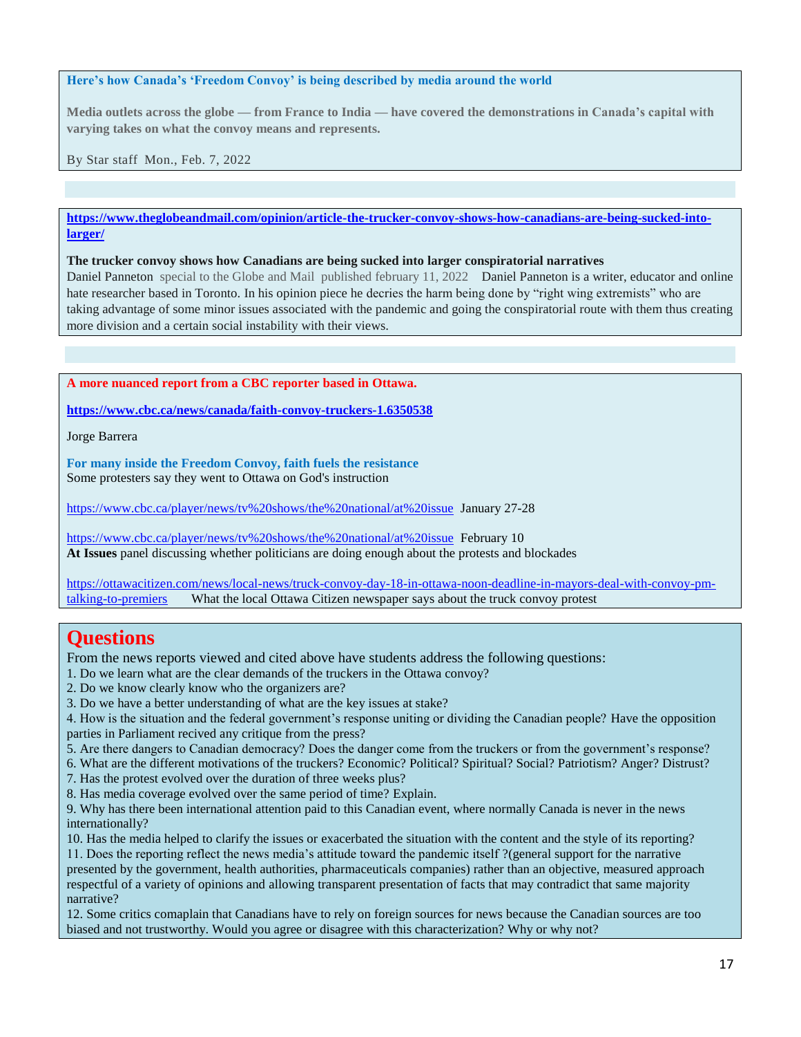**Here's how Canada's 'Freedom Convoy' is being described by media around the world**

**Media outlets across the globe — from France to India — have covered the demonstrations in Canada's capital with varying takes on what the convoy means and represents.**

By Star staff Mon., Feb. 7, 2022

**https://www.theglobeandmail.com/opinion/article-the-trucker-convoy-shows-how-canadians-are-being-sucked-into-larger/**

**The trucker convoy shows how Canadians are being sucked into larger conspiratorial narratives**

Daniel Panneton special to the Globe and Mail published february 11, 2022 Daniel Panneton is a writer, educator and online hate researcher based in Toronto. In his opinion piece he decries the harm being done by "right wing extremists" who are taking advantage of some minor issues associated with the pandemic and going the conspiratorial route with them thus creating more division and a certain social instability with their views.

**A more nuanced report from a CBC reporter based in Ottawa.**

**https://www.cbc.ca/news/canada/faith-convoy-truckers-1.6350538**

Jorge Barrera

**For many inside the Freedom Convoy, faith fuels the resistance**

Some protesters say they went to Ottawa on God's instruction

https://www.cbc.ca/player/news/tv%20shows/the%20national/at%20issue January 27-28

https://www.cbc.ca/player/news/tv%20shows/the%20national/at%20issue February 10

**At Issues** panel discussing whether politicians are doing enough about the protests and blockades

https://ottawacitizen.com/news/local-news/truck-convoy-day-18-in-ottawa-noon-deadline-in-mayors-deal-with-convoy-pm-talking-to-premiers What the local Ottawa Citizen newspaper says about the truck convoy protest

# Questions

From the news reports viewed and cited above have students address the following questions:

1. Do we learn what are the clear demands of the truckers in the Ottawa convoy?
2. Do we know clearly know who the organizers are?
3. Do we have a better understanding of what are the key issues at stake?
4. How is the situation and the federal government's response uniting or dividing the Canadian people? Have the opposition parties in Parliament recived any critique from the press?
5. Are there dangers to Canadian democracy? Does the danger come from the truckers or from the government's response?
6. What are the different motivations of the truckers? Economic? Political? Spiritual? Social? Patriotism? Anger? Distrust?
7. Has the protest evolved over the duration of three weeks plus?
8. Has media coverage evolved over the same period of time? Explain.
9. Why has there been international attention paid to this Canadian event, where normally Canada is never in the news internationally?
10. Has the media helped to clarify the issues or exacerbated the situation with the content and the style of its reporting?
11. Does the reporting reflect the news media's attitude toward the pandemic itself ?(general support for the narrative presented by the government, health authorities, pharmaceuticals companies) rather than an objective, measured approach respectful of a variety of opinions and allowing transparent presentation of facts that may contradict that same majority narrative?
12. Some critics comaplain that Canadians have to rely on foreign sources for news because the Canadian sources are too biased and not trustworthy. Would you agree or disagree with this characterization? Why or why not?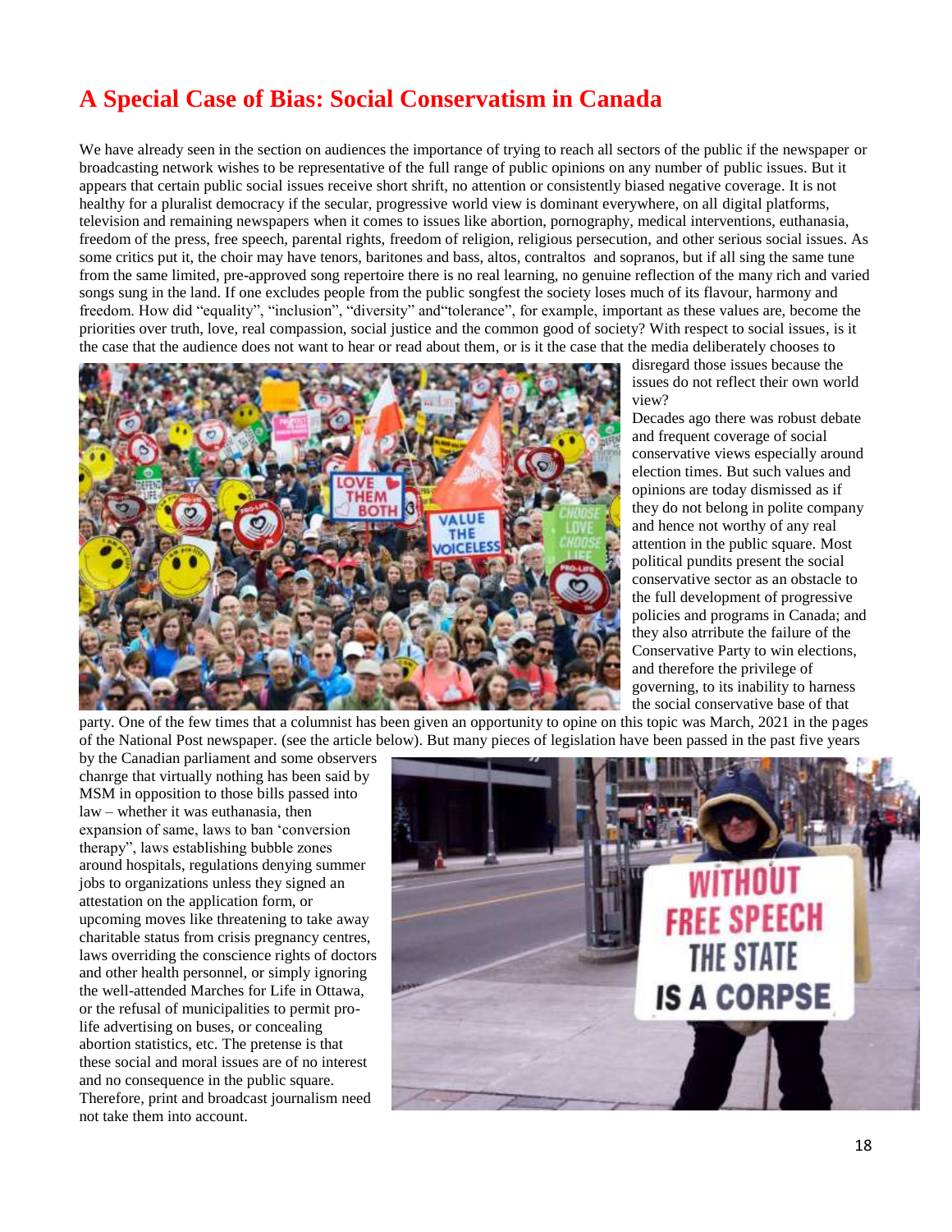# A Special Case of Bias: Social Conservatism in Canada

We have already seen in the section on audiences the importance of trying to reach all sectors of the public if the newspaper or broadcasting network wishes to be representative of the full range of public opinions on any number of public issues. But it appears that certain public social issues receive short shrift, no attention or consistently biased negative coverage. It is not healthy for a pluralist democracy if the secular, progressive world view is dominant everywhere, on all digital platforms, television and remaining newspapers when it comes to issues like abortion, pornography, medical interventions, euthanasia, freedom of the press, free speech, parental rights, freedom of religion, religious persecution, and other serious social issues. As some critics put it, the choir may have tenors, baritones and bass, altos, contraltos and sopranos, but if all sing the same tune from the same limited, pre-approved song repertoire there is no real learning, no genuine reflection of the many rich and varied songs sung in the land. If one excludes people from the public songfest the society loses much of its flavour, harmony and freedom. How did "equality", "inclusion", "diversity" and"tolerance", for example, important as these values are, become the priorities over truth, love, real compassion, social justice and the common good of society? With respect to social issues, is it the case that the audience does not want to hear or read about them, or is it the case that the media deliberately chooses to disregard those issues because the issues do not reflect their own world view?

Decades ago there was robust debate and frequent coverage of social conservative views especially around election times. But such values and opinions are today dismissed as if they do not belong in polite company and hence not worthy of any real attention in the public square. Most political pundits present the social conservative sector as an obstacle to the full development of progressive policies and programs in Canada; and they also atrribute the failure of the Conservative Party to win elections, and therefore the privilege of governing, to its inability to harness the social conservative base of that party. One of the few times that a columnist has been given an opportunity to opine on this topic was March, 2021 in the pages of the National Post newspaper. (see the article below). But many pieces of legislation have been passed in the past five years by the Canadian parliament and some observers chanrge that virtually nothing has been said by MSM in opposition to those bills passed into law – whether it was euthanasia, then expansion of same, laws to ban 'conversion therapy", laws establishing bubble zones around hospitals, regulations denying summer jobs to organizations unless they signed an attestation on the application form, or upcoming moves like threatening to take away charitable status from crisis pregnancy centres, laws overriding the conscience rights of doctors and other health personnel, or simply ignoring the well-attended Marches for Life in Ottawa, or the refusal of municipalities to permit pro-life advertising on buses, or concealing abortion statistics, etc. The pretense is that these social and moral issues are of no interest and no consequence in the public square. Therefore, print and broadcast journalism need not take them into account.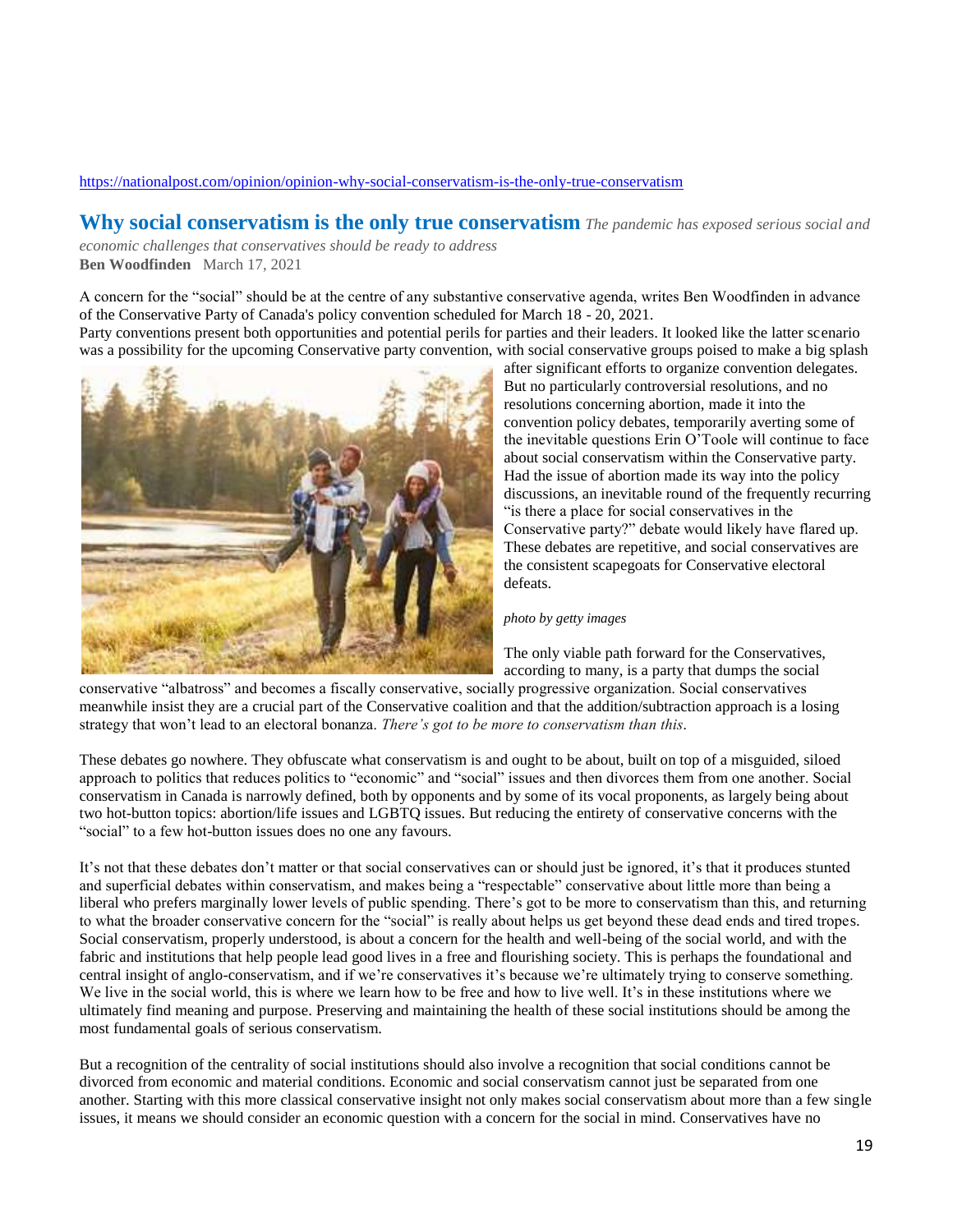https://nationalpost.com/opinion/opinion-why-social-conservatism-is-the-only-true-conservatism

# Why social conservatism is the only true conservatism

*The pandemic has exposed serious social and economic challenges that conservatives should be ready to address*

**Ben Woodfinden** March 17, 2021

A concern for the "social" should be at the centre of any substantive conservative agenda, writes Ben Woodfinden in advance of the Conservative Party of Canada's policy convention scheduled for March 18 - 20, 2021.

Party conventions present both opportunities and potential perils for parties and their leaders. It looked like the latter scenario was a possibility for the upcoming Conservative party convention, with social conservative groups poised to make a big splash after significant efforts to organize convention delegates. But no particularly controversial resolutions, and no resolutions concerning abortion, made it into the convention policy debates, temporarily averting some of the inevitable questions Erin O'Toole will continue to face about social conservatism within the Conservative party. Had the issue of abortion made its way into the policy discussions, an inevitable round of the frequently recurring "is there a place for social conservatives in the Conservative party?" debate would likely have flared up. These debates are repetitive, and social conservatives are the consistent scapegoats for Conservative electoral defeats.

*photo by getty images*

The only viable path forward for the Conservatives, according to many, is a party that dumps the social conservative "albatross" and becomes a fiscally conservative, socially progressive organization. Social conservatives meanwhile insist they are a crucial part of the Conservative coalition and that the addition/subtraction approach is a losing strategy that won't lead to an electoral bonanza. *There's got to be more to conservatism than this*.

These debates go nowhere. They obfuscate what conservatism is and ought to be about, built on top of a misguided, siloed approach to politics that reduces politics to "economic" and "social" issues and then divorces them from one another. Social conservatism in Canada is narrowly defined, both by opponents and by some of its vocal proponents, as largely being about two hot-button topics: abortion/life issues and LGBTQ issues. But reducing the entirety of conservative concerns with the "social" to a few hot-button issues does no one any favours.

It's not that these debates don't matter or that social conservatives can or should just be ignored, it's that it produces stunted and superficial debates within conservatism, and makes being a "respectable" conservative about little more than being a liberal who prefers marginally lower levels of public spending. There's got to be more to conservatism than this, and returning to what the broader conservative concern for the "social" is really about helps us get beyond these dead ends and tired tropes. Social conservatism, properly understood, is about a concern for the health and well-being of the social world, and with the fabric and institutions that help people lead good lives in a free and flourishing society. This is perhaps the foundational and central insight of anglo-conservatism, and if we're conservatives it's because we're ultimately trying to conserve something. We live in the social world, this is where we learn how to be free and how to live well. It's in these institutions where we ultimately find meaning and purpose. Preserving and maintaining the health of these social institutions should be among the most fundamental goals of serious conservatism.

But a recognition of the centrality of social institutions should also involve a recognition that social conditions cannot be divorced from economic and material conditions. Economic and social conservatism cannot just be separated from one another. Starting with this more classical conservative insight not only makes social conservatism about more than a few single issues, it means we should consider an economic question with a concern for the social in mind. Conservatives have no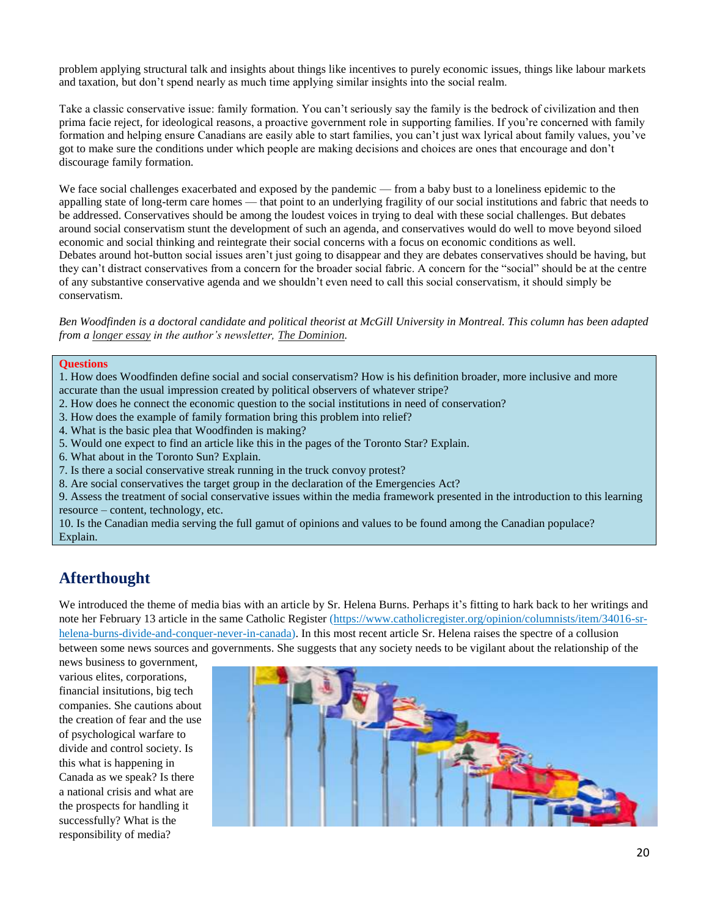problem applying structural talk and insights about things like incentives to purely economic issues, things like labour markets and taxation, but don't spend nearly as much time applying similar insights into the social realm.

Take a classic conservative issue: family formation. You can't seriously say the family is the bedrock of civilization and then prima facie reject, for ideological reasons, a proactive government role in supporting families. If you're concerned with family formation and helping ensure Canadians are easily able to start families, you can't just wax lyrical about family values, you've got to make sure the conditions under which people are making decisions and choices are ones that encourage and don't discourage family formation.

We face social challenges exacerbated and exposed by the pandemic — from a baby bust to a loneliness epidemic to the appalling state of long-term care homes — that point to an underlying fragility of our social institutions and fabric that needs to be addressed. Conservatives should be among the loudest voices in trying to deal with these social challenges. But debates around social conservatism stunt the development of such an agenda, and conservatives would do well to move beyond siloed economic and social thinking and reintegrate their social concerns with a focus on economic conditions as well.
Debates around hot-button social issues aren't just going to disappear and they are debates conservatives should be having, but they can't distract conservatives from a concern for the broader social fabric. A concern for the "social" should be at the centre of any substantive conservative agenda and we shouldn't even need to call this social conservatism, it should simply be conservatism.

*Ben Woodfinden is a doctoral candidate and political theorist at McGill University in Montreal. This column has been adapted from a longer essay in the author's newsletter, The Dominion.*

**Questions**

1. How does Woodfinden define social and social conservatism? How is his definition broader, more inclusive and more accurate than the usual impression created by political observers of whatever stripe?
2. How does he connect the economic question to the social institutions in need of conservation?
3. How does the example of family formation bring this problem into relief?
4. What is the basic plea that Woodfinden is making?
5. Would one expect to find an article like this in the pages of the Toronto Star? Explain.
6. What about in the Toronto Sun? Explain.
7. Is there a social conservative streak running in the truck convoy protest?
8. Are social conservatives the target group in the declaration of the Emergencies Act?
9. Assess the treatment of social conservative issues within the media framework presented in the introduction to this learning resource – content, technology, etc.
10. Is the Canadian media serving the full gamut of opinions and values to be found among the Canadian populace? Explain.

## Afterthought

We introduced the theme of media bias with an article by Sr. Helena Burns. Perhaps it's fitting to hark back to her writings and note her February 13 article in the same Catholic Register (https://www.catholicregister.org/opinion/columnists/item/34016-sr-helena-burns-divide-and-conquer-never-in-canada). In this most recent article Sr. Helena raises the spectre of a collusion between some news sources and governments. She suggests that any society needs to be vigilant about the relationship of the news business to government, various elites, corporations, financial insitutions, big tech companies. She cautions about the creation of fear and the use of psychological warfare to divide and control society. Is this what is happening in Canada as we speak? Is there a national crisis and what are the prospects for handling it successfully? What is the responsibility of media?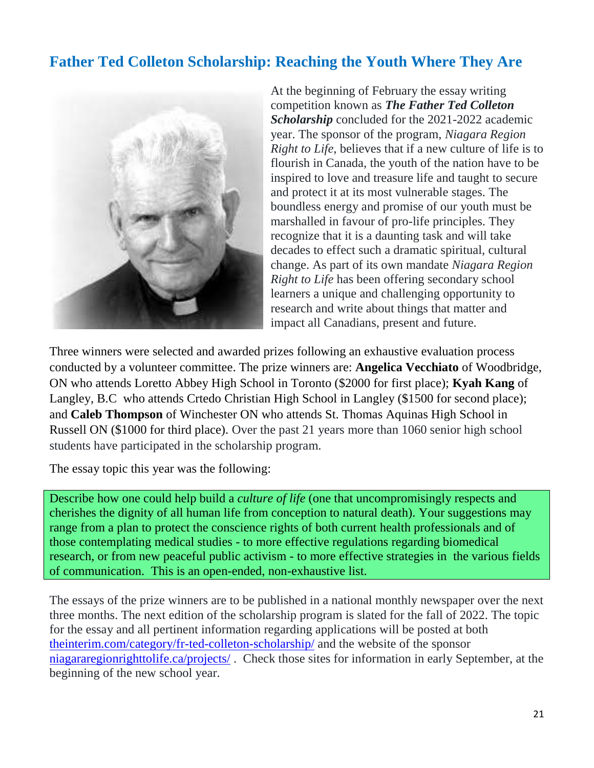## Father Ted Colleton Scholarship: Reaching the Youth Where They Are

At the beginning of February the essay writing competition known as ***The Father Ted Colleton Scholarship*** concluded for the 2021-2022 academic year. The sponsor of the program, *Niagara Region Right to Life,* believes that if a new culture of life is to flourish in Canada, the youth of the nation have to be inspired to love and treasure life and taught to secure and protect it at its most vulnerable stages. The boundless energy and promise of our youth must be marshalled in favour of pro-life principles. They recognize that it is a daunting task and will take decades to effect such a dramatic spiritual, cultural change. As part of its own mandate *Niagara Region Right to Life* has been offering secondary school learners a unique and challenging opportunity to research and write about things that matter and impact all Canadians, present and future.

Three winners were selected and awarded prizes following an exhaustive evaluation process conducted by a volunteer committee. The prize winners are: **Angelica Vecchiato** of Woodbridge, ON who attends Loretto Abbey High School in Toronto ($2000 for first place); **Kyah Kang** of Langley, B.C who attends Crtedo Christian High School in Langley ($1500 for second place); and **Caleb Thompson** of Winchester ON who attends St. Thomas Aquinas High School in Russell ON ($1000 for third place). Over the past 21 years more than 1060 senior high school students have participated in the scholarship program.

The essay topic this year was the following:

Describe how one could help build a *culture of life* (one that uncompromisingly respects and cherishes the dignity of all human life from conception to natural death). Your suggestions may range from a plan to protect the conscience rights of both current health professionals and of those contemplating medical studies - to more effective regulations regarding biomedical research, or from new peaceful public activism - to more effective strategies in the various fields of communication. This is an open-ended, non-exhaustive list.

The essays of the prize winners are to be published in a national monthly newspaper over the next three months. The next edition of the scholarship program is slated for the fall of 2022. The topic for the essay and all pertinent information regarding applications will be posted at both theinterim.com/category/fr-ted-colleton-scholarship/ and the website of the sponsor niagararegionrighttolife.ca/projects/ . Check those sites for information in early September, at the beginning of the new school year.